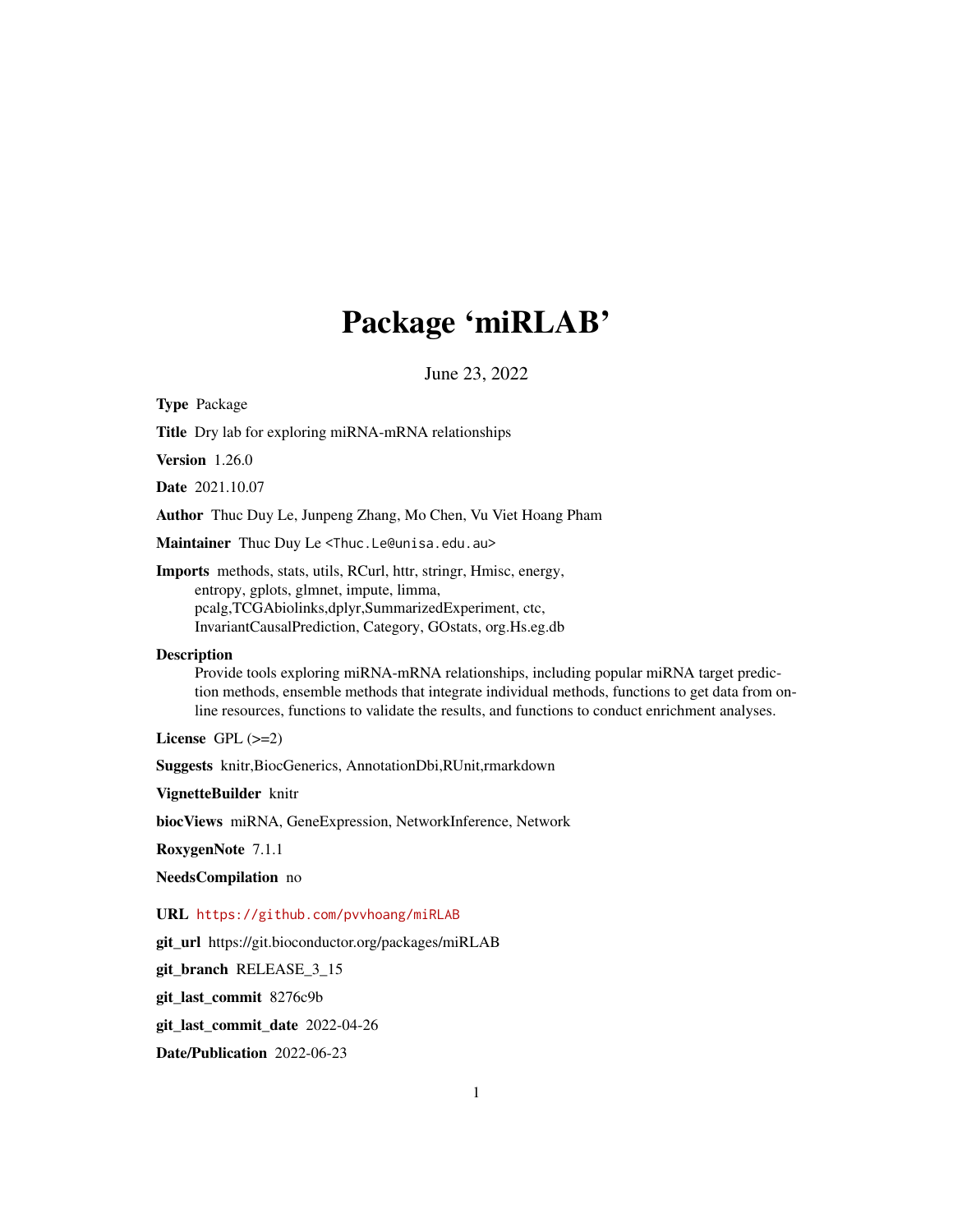# Package 'miRLAB'

June 23, 2022

**Type** Package

**Title** Dry lab for exploring miRNA-mRNA relationships

**Version** 1.26.0

**Date** 2021.10.07

**Author** Thuc Duy Le, Junpeng Zhang, Mo Chen, Vu Viet Hoang Pham

**Maintainer** Thuc Duy Le <Thuc.Le@unisa.edu.au>

**Imports** methods, stats, utils, RCurl, httr, stringr, Hmisc, energy, entropy, gplots, glmnet, impute, limma, pcalg,TCGAbiolinks,dplyr,SummarizedExperiment, ctc, InvariantCausalPrediction, Category, GOstats, org.Hs.eg.db

**Description** Provide tools exploring miRNA-mRNA relationships, including popular miRNA target prediction methods, ensemble methods that integrate individual methods, functions to get data from online resources, functions to validate the results, and functions to conduct enrichment analyses.

**License** GPL (>=2)

**Suggests** knitr,BiocGenerics, AnnotationDbi,RUnit,rmarkdown

**VignetteBuilder** knitr

**biocViews** miRNA, GeneExpression, NetworkInference, Network

**RoxygenNote** 7.1.1

**NeedsCompilation** no

**URL** https://github.com/pvvhoang/miRLAB

**git_url** https://git.bioconductor.org/packages/miRLAB

**git_branch** RELEASE_3_15

**git_last_commit** 8276c9b

**git_last_commit_date** 2022-04-26

**Date/Publication** 2022-06-23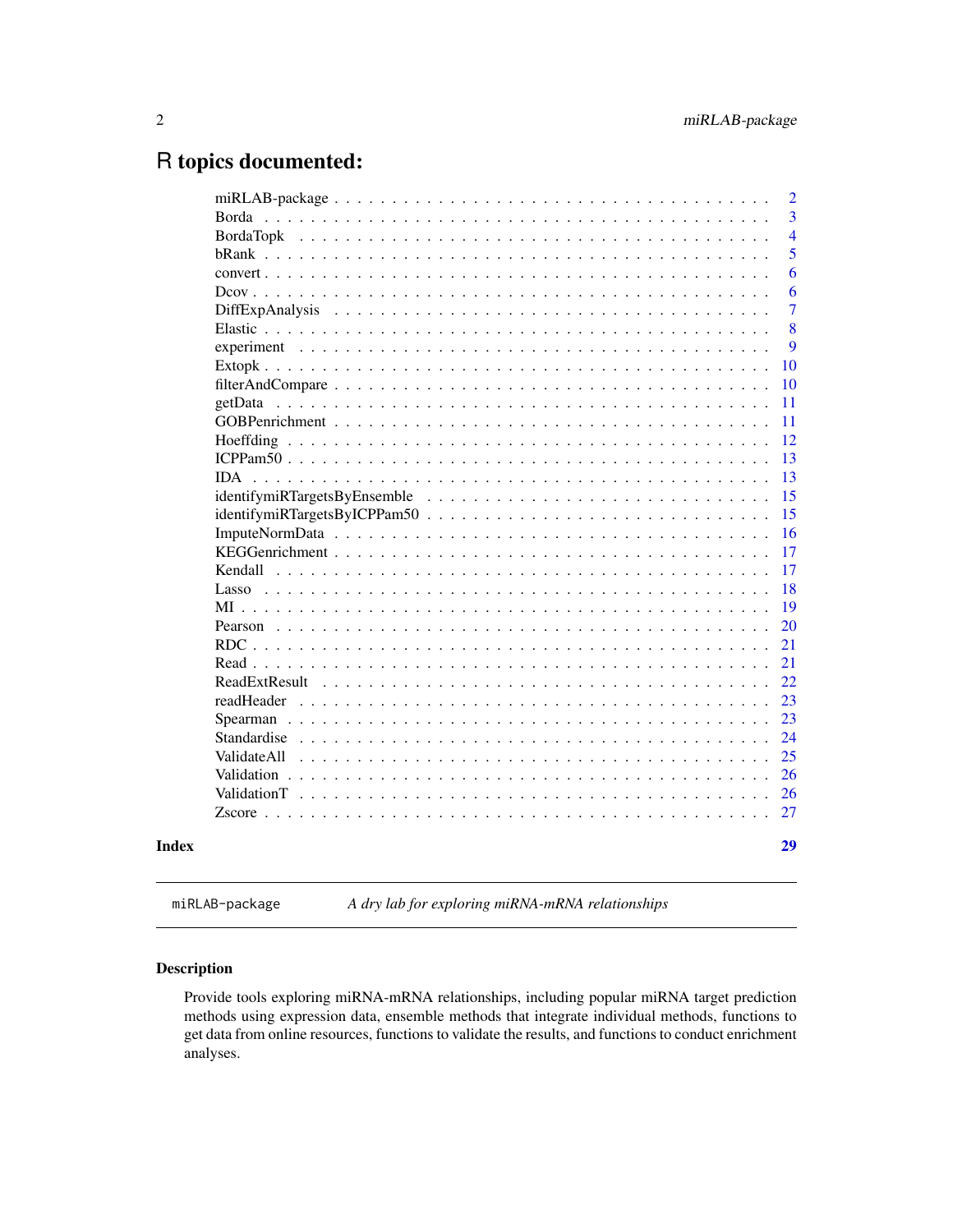# R topics documented:

| | |
|---|---|
| miRLAB-package | 2 |
| Borda | 3 |
| BordaTopk | 4 |
| bRank | 5 |
| convert | 6 |
| Dcov | 6 |
| DiffExpAnalysis | 7 |
| Elastic | 8 |
| experiment | 9 |
| Extopk | 10 |
| filterAndCompare | 10 |
| getData | 11 |
| GOBPenrichment | 11 |
| Hoeffding | 12 |
| ICPPam50 | 13 |
| IDA | 13 |
| identifymiRTargetsByEnsemble | 15 |
| identifymiRTargetsByICPPam50 | 15 |
| ImputeNormData | 16 |
| KEGGenrichment | 17 |
| Kendall | 17 |
| Lasso | 18 |
| MI | 19 |
| Pearson | 20 |
| RDC | 21 |
| Read | 21 |
| ReadExtResult | 22 |
| readHeader | 23 |
| Spearman | 23 |
| Standardise | 24 |
| ValidateAll | 25 |
| Validation | 26 |
| ValidationT | 26 |
| Zscore | 27 |

**Index** **29**

---

`miRLAB-package` *A dry lab for exploring miRNA-mRNA relationships*

---

## Description

Provide tools exploring miRNA-mRNA relationships, including popular miRNA target prediction methods using expression data, ensemble methods that integrate individual methods, functions to get data from online resources, functions to validate the results, and functions to conduct enrichment analyses.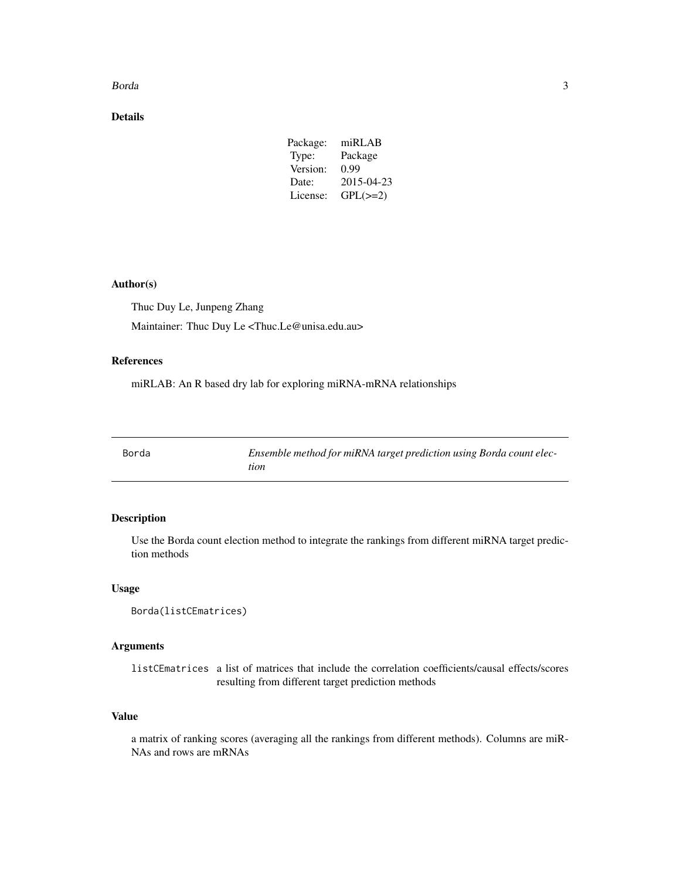### Details

| | |
|---|---|
| Package: | miRLAB |
| Type: | Package |
| Version: | 0.99 |
| Date: | 2015-04-23 |
| License: | GPL(>=2) |

### Author(s)

Thuc Duy Le, Junpeng Zhang

Maintainer: Thuc Duy Le <Thuc.Le@unisa.edu.au>

### References

miRLAB: An R based dry lab for exploring miRNA-mRNA relationships

---

## Borda — *Ensemble method for miRNA target prediction using Borda count election*

---

### Description

Use the Borda count election method to integrate the rankings from different miRNA target prediction methods

### Usage

```
Borda(listCEmatrices)
```

### Arguments

| | |
|---|---|
| `listCEmatrices` | a list of matrices that include the correlation coefficients/causal effects/scores resulting from different target prediction methods |

### Value

a matrix of ranking scores (averaging all the rankings from different methods). Columns are miRNAs and rows are mRNAs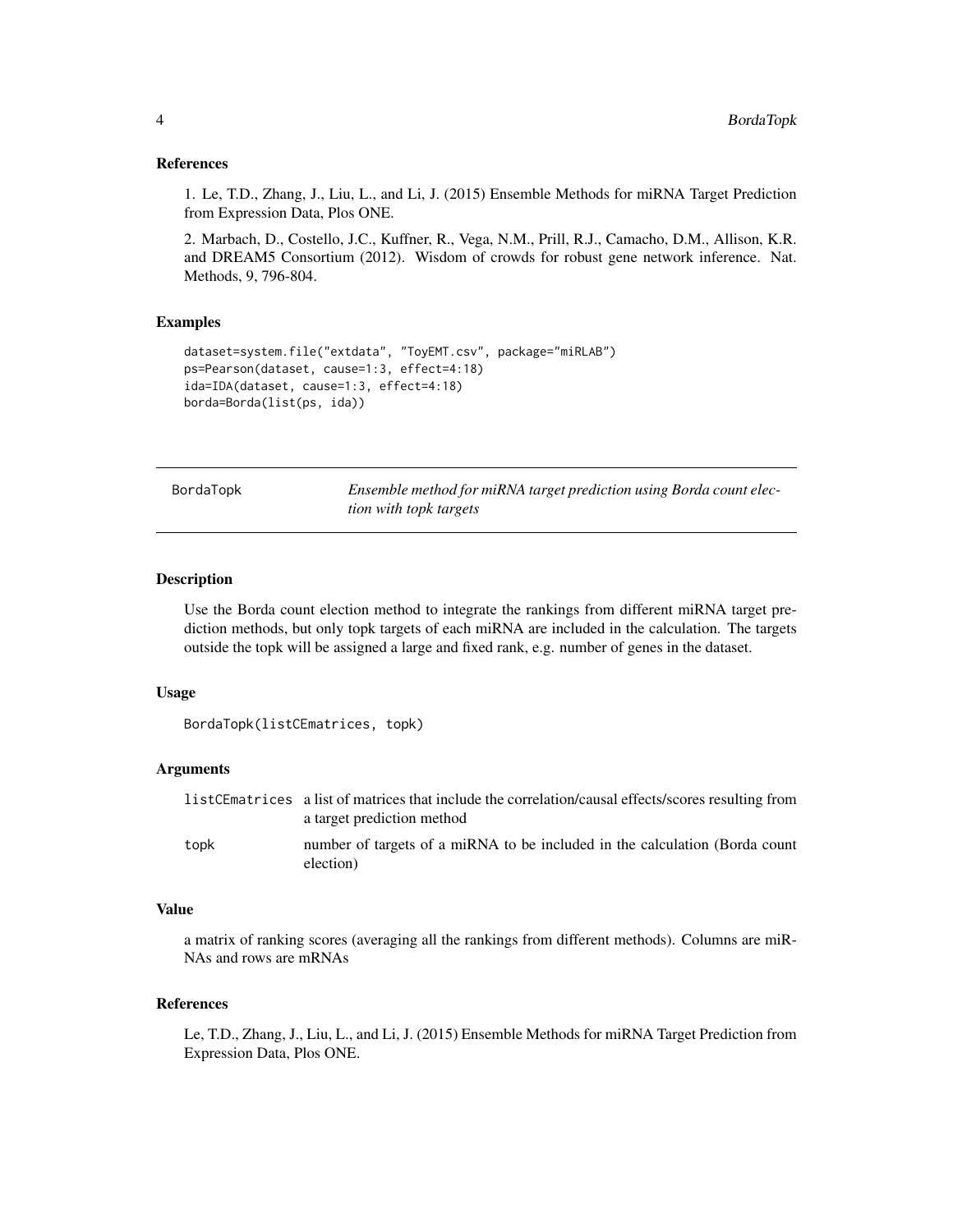### References

1. Le, T.D., Zhang, J., Liu, L., and Li, J. (2015) Ensemble Methods for miRNA Target Prediction from Expression Data, Plos ONE.

2. Marbach, D., Costello, J.C., Kuffner, R., Vega, N.M., Prill, R.J., Camacho, D.M., Allison, K.R. and DREAM5 Consortium (2012). Wisdom of crowds for robust gene network inference. Nat. Methods, 9, 796-804.

### Examples

```
dataset=system.file("extdata", "ToyEMT.csv", package="miRLAB")
ps=Pearson(dataset, cause=1:3, effect=4:18)
ida=IDA(dataset, cause=1:3, effect=4:18)
borda=Borda(list(ps, ida))
```

---

## BordaTopk

*Ensemble method for miRNA target prediction using Borda count election with topk targets*

### Description

Use the Borda count election method to integrate the rankings from different miRNA target prediction methods, but only topk targets of each miRNA are included in the calculation. The targets outside the topk will be assigned a large and fixed rank, e.g. number of genes in the dataset.

### Usage

```
BordaTopk(listCEmatrices, topk)
```

### Arguments

| | |
|---|---|
| listCEmatrices | a list of matrices that include the correlation/causal effects/scores resulting from a target prediction method |
| topk | number of targets of a miRNA to be included in the calculation (Borda count election) |

### Value

a matrix of ranking scores (averaging all the rankings from different methods). Columns are miRNAs and rows are mRNAs

### References

Le, T.D., Zhang, J., Liu, L., and Li, J. (2015) Ensemble Methods for miRNA Target Prediction from Expression Data, Plos ONE.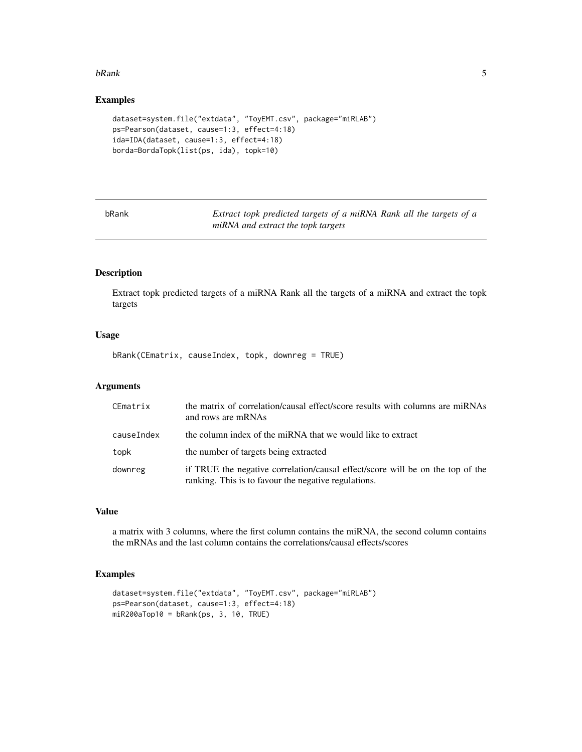### Examples

```
dataset=system.file("extdata", "ToyEMT.csv", package="miRLAB")
ps=Pearson(dataset, cause=1:3, effect=4:18)
ida=IDA(dataset, cause=1:3, effect=4:18)
borda=BordaTopk(list(ps, ida), topk=10)
```

---

## bRank — *Extract topk predicted targets of a miRNA Rank all the targets of a miRNA and extract the topk targets*

---

### Description

Extract topk predicted targets of a miRNA Rank all the targets of a miRNA and extract the topk targets

### Usage

```
bRank(CEmatrix, causeIndex, topk, downreg = TRUE)
```

### Arguments

| | |
|---|---|
| CEmatrix | the matrix of correlation/causal effect/score results with columns are miRNAs and rows are mRNAs |
| causeIndex | the column index of the miRNA that we would like to extract |
| topk | the number of targets being extracted |
| downreg | if TRUE the negative correlation/causal effect/score will be on the top of the ranking. This is to favour the negative regulations. |

### Value

a matrix with 3 columns, where the first column contains the miRNA, the second column contains the mRNAs and the last column contains the correlations/causal effects/scores

### Examples

```
dataset=system.file("extdata", "ToyEMT.csv", package="miRLAB")
ps=Pearson(dataset, cause=1:3, effect=4:18)
miR200aTop10 = bRank(ps, 3, 10, TRUE)
```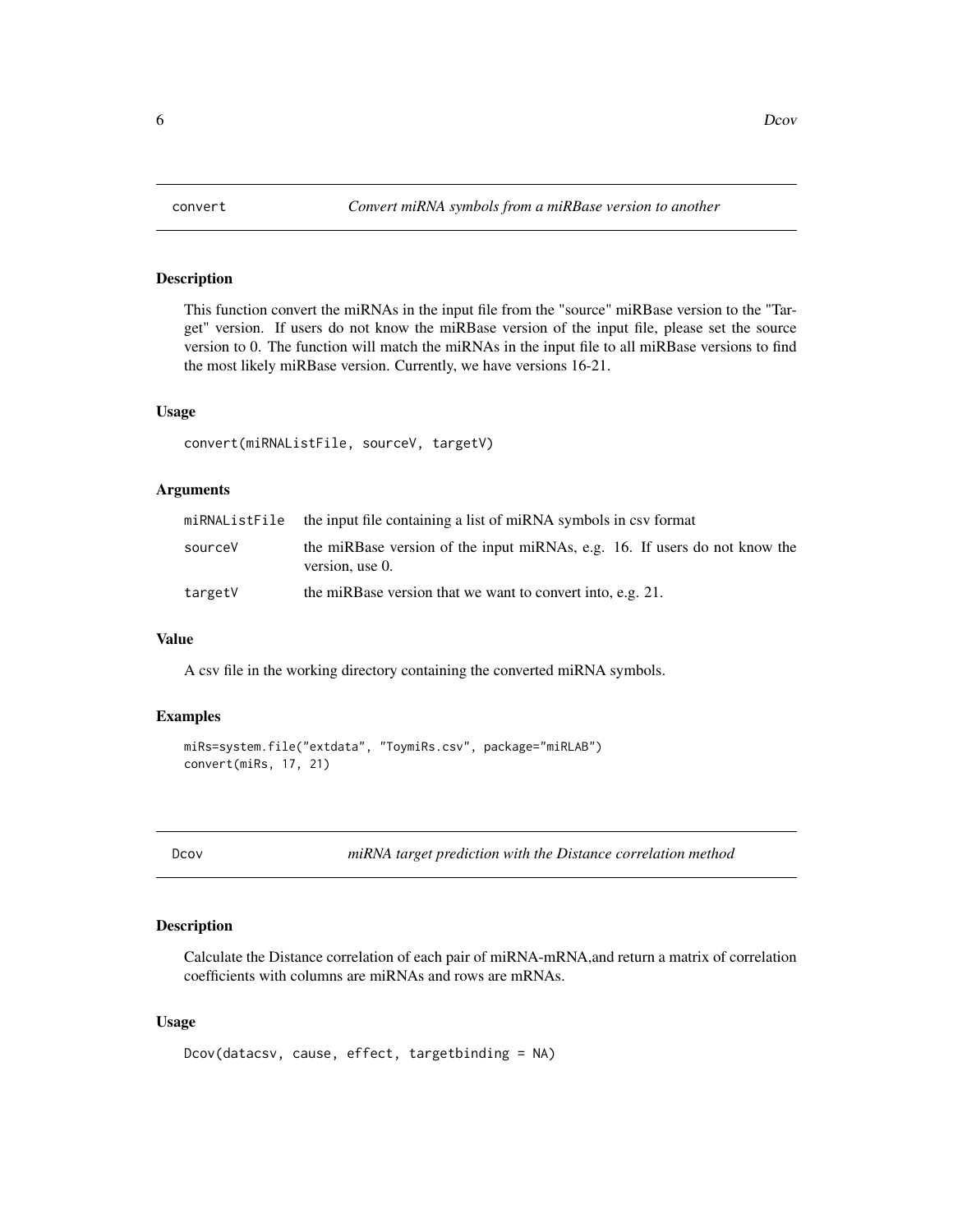## convert — *Convert miRNA symbols from a miRBase version to another*

### Description

This function convert the miRNAs in the input file from the "source" miRBase version to the "Target" version. If users do not know the miRBase version of the input file, please set the source version to 0. The function will match the miRNAs in the input file to all miRBase versions to find the most likely miRBase version. Currently, we have versions 16-21.

### Usage

```
convert(miRNAListFile, sourceV, targetV)
```

### Arguments

| | |
|---|---|
| miRNAListFile | the input file containing a list of miRNA symbols in csv format |
| sourceV | the miRBase version of the input miRNAs, e.g. 16. If users do not know the version, use 0. |
| targetV | the miRBase version that we want to convert into, e.g. 21. |

### Value

A csv file in the working directory containing the converted miRNA symbols.

### Examples

```
miRs=system.file("extdata", "ToymiRs.csv", package="miRLAB")
convert(miRs, 17, 21)
```

## Dcov — *miRNA target prediction with the Distance correlation method*

### Description

Calculate the Distance correlation of each pair of miRNA-mRNA,and return a matrix of correlation coefficients with columns are miRNAs and rows are mRNAs.

### Usage

```
Dcov(datacsv, cause, effect, targetbinding = NA)
```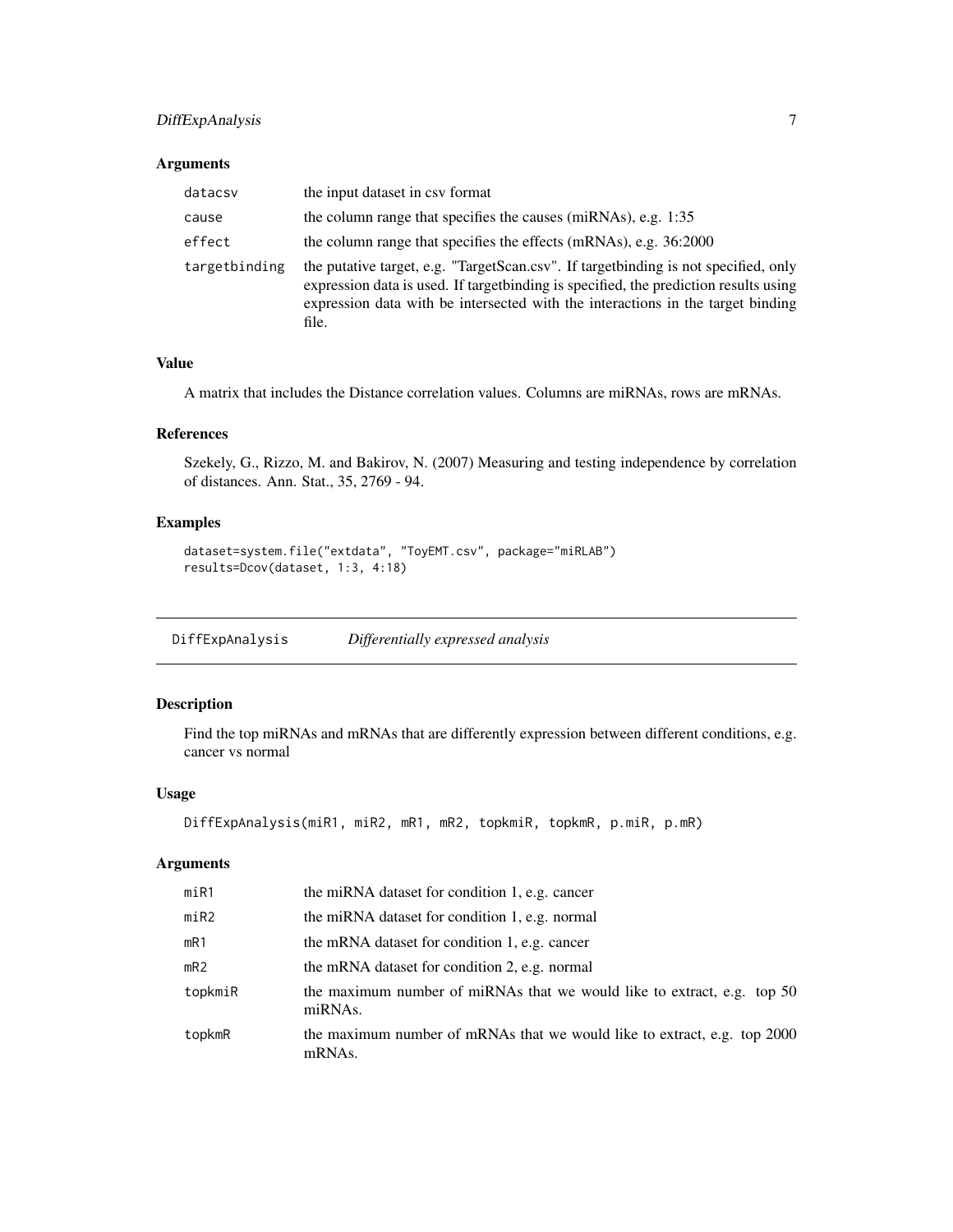### Arguments

| | |
|---|---|
| datacsv | the input dataset in csv format |
| cause | the column range that specifies the causes (miRNAs), e.g. 1:35 |
| effect | the column range that specifies the effects (mRNAs), e.g. 36:2000 |
| targetbinding | the putative target, e.g. "TargetScan.csv". If targetbinding is not specified, only expression data is used. If targetbinding is specified, the prediction results using expression data with be intersected with the interactions in the target binding file. |

### Value

A matrix that includes the Distance correlation values. Columns are miRNAs, rows are mRNAs.

### References

Szekely, G., Rizzo, M. and Bakirov, N. (2007) Measuring and testing independence by correlation of distances. Ann. Stat., 35, 2769 - 94.

### Examples

```
dataset=system.file("extdata", "ToyEMT.csv", package="miRLAB")
results=Dcov(dataset, 1:3, 4:18)
```

---

## DiffExpAnalysis &nbsp;&nbsp;&nbsp; *Differentially expressed analysis*

---

### Description

Find the top miRNAs and mRNAs that are differently expression between different conditions, e.g. cancer vs normal

### Usage

```
DiffExpAnalysis(miR1, miR2, mR1, mR2, topkmiR, topkmR, p.miR, p.mR)
```

### Arguments

| | |
|---|---|
| miR1 | the miRNA dataset for condition 1, e.g. cancer |
| miR2 | the miRNA dataset for condition 1, e.g. normal |
| mR1 | the mRNA dataset for condition 1, e.g. cancer |
| mR2 | the mRNA dataset for condition 2, e.g. normal |
| topkmiR | the maximum number of miRNAs that we would like to extract, e.g. top 50 miRNAs. |
| topkmR | the maximum number of mRNAs that we would like to extract, e.g. top 2000 mRNAs. |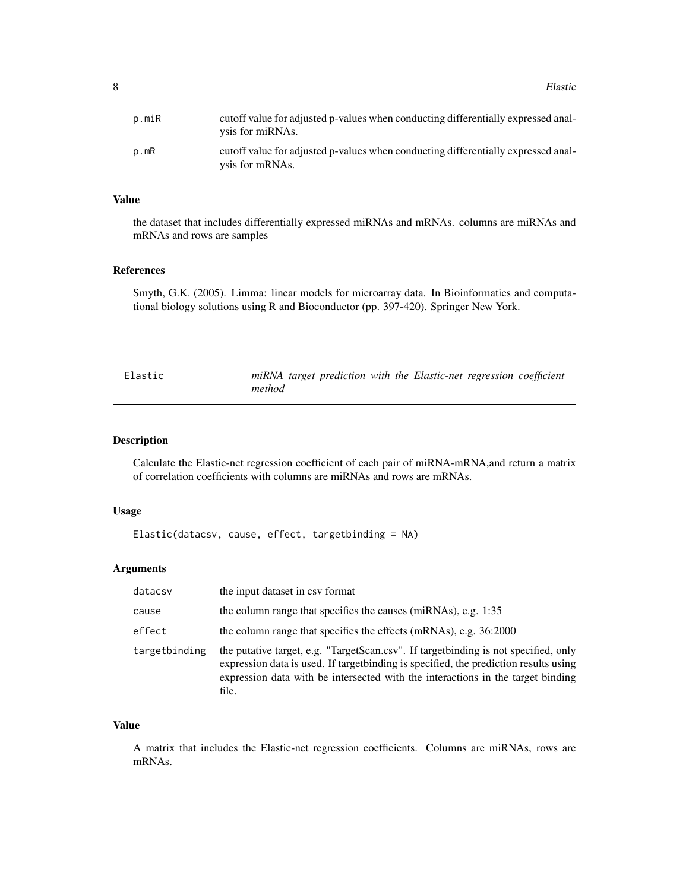| | |
|---|---|
| p.miR | cutoff value for adjusted p-values when conducting differentially expressed analysis for miRNAs. |
| p.mR | cutoff value for adjusted p-values when conducting differentially expressed analysis for mRNAs. |

### Value

the dataset that includes differentially expressed miRNAs and mRNAs. columns are miRNAs and mRNAs and rows are samples

### References

Smyth, G.K. (2005). Limma: linear models for microarray data. In Bioinformatics and computational biology solutions using R and Bioconductor (pp. 397-420). Springer New York.

---

## Elastic — *miRNA target prediction with the Elastic-net regression coefficient method*

---

### Description

Calculate the Elastic-net regression coefficient of each pair of miRNA-mRNA,and return a matrix of correlation coefficients with columns are miRNAs and rows are mRNAs.

### Usage

```
Elastic(datacsv, cause, effect, targetbinding = NA)
```

### Arguments

| | |
|---|---|
| datacsv | the input dataset in csv format |
| cause | the column range that specifies the causes (miRNAs), e.g. 1:35 |
| effect | the column range that specifies the effects (mRNAs), e.g. 36:2000 |
| targetbinding | the putative target, e.g. "TargetScan.csv". If targetbinding is not specified, only expression data is used. If targetbinding is specified, the prediction results using expression data with be intersected with the interactions in the target binding file. |

### Value

A matrix that includes the Elastic-net regression coefficients. Columns are miRNAs, rows are mRNAs.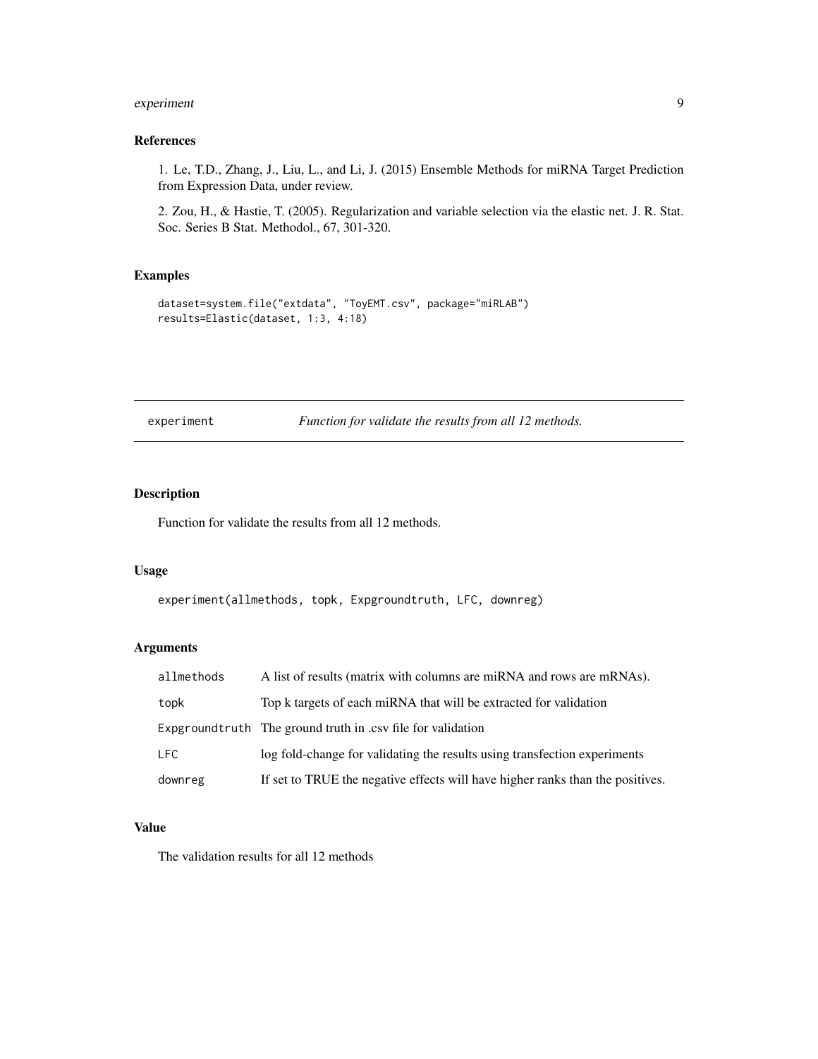### References

1. Le, T.D., Zhang, J., Liu, L., and Li, J. (2015) Ensemble Methods for miRNA Target Prediction from Expression Data, under review.

2. Zou, H., & Hastie, T. (2005). Regularization and variable selection via the elastic net. J. R. Stat. Soc. Series B Stat. Methodol., 67, 301-320.

### Examples

```
dataset=system.file("extdata", "ToyEMT.csv", package="miRLAB")
results=Elastic(dataset, 1:3, 4:18)
```

---

## experiment — *Function for validate the results from all 12 methods.*

---

### Description

Function for validate the results from all 12 methods.

### Usage

```
experiment(allmethods, topk, Expgroundtruth, LFC, downreg)
```

### Arguments

| | |
|---|---|
| allmethods | A list of results (matrix with columns are miRNA and rows are mRNAs). |
| topk | Top k targets of each miRNA that will be extracted for validation |
| Expgroundtruth | The ground truth in .csv file for validation |
| LFC | log fold-change for validating the results using transfection experiments |
| downreg | If set to TRUE the negative effects will have higher ranks than the positives. |

### Value

The validation results for all 12 methods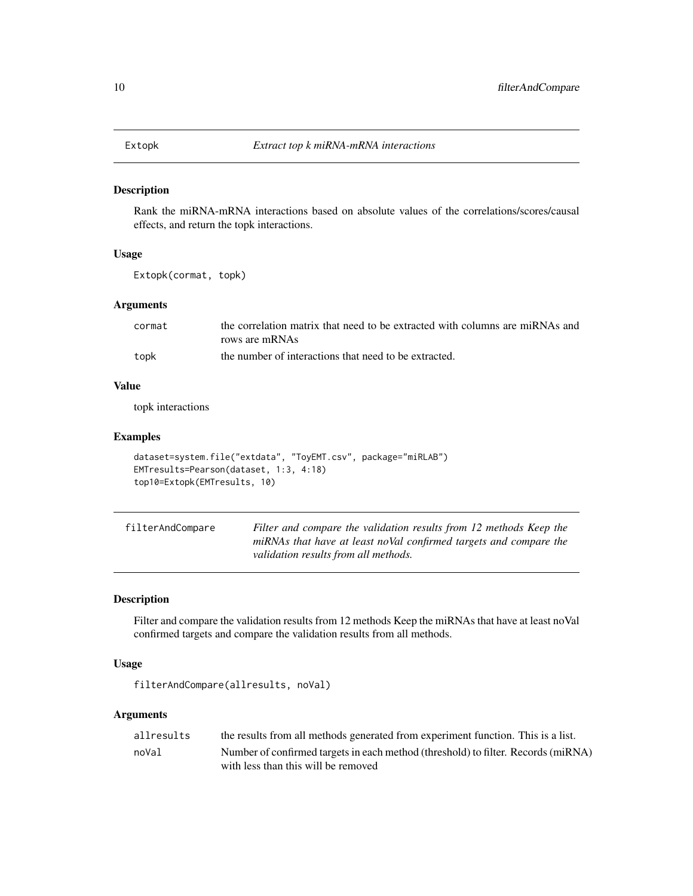## Extopk — *Extract top k miRNA-mRNA interactions*

### Description

Rank the miRNA-mRNA interactions based on absolute values of the correlations/scores/causal effects, and return the topk interactions.

### Usage

```
Extopk(cormat, topk)
```

### Arguments

| | |
|---|---|
| cormat | the correlation matrix that need to be extracted with columns are miRNAs and rows are mRNAs |
| topk | the number of interactions that need to be extracted. |

### Value

topk interactions

### Examples

```
dataset=system.file("extdata", "ToyEMT.csv", package="miRLAB")
EMTresults=Pearson(dataset, 1:3, 4:18)
top10=Extopk(EMTresults, 10)
```

## filterAndCompare — *Filter and compare the validation results from 12 methods Keep the miRNAs that have at least noVal confirmed targets and compare the validation results from all methods.*

### Description

Filter and compare the validation results from 12 methods Keep the miRNAs that have at least noVal confirmed targets and compare the validation results from all methods.

### Usage

```
filterAndCompare(allresults, noVal)
```

### Arguments

| | |
|---|---|
| allresults | the results from all methods generated from experiment function. This is a list. |
| noVal | Number of confirmed targets in each method (threshold) to filter. Records (miRNA) with less than this will be removed |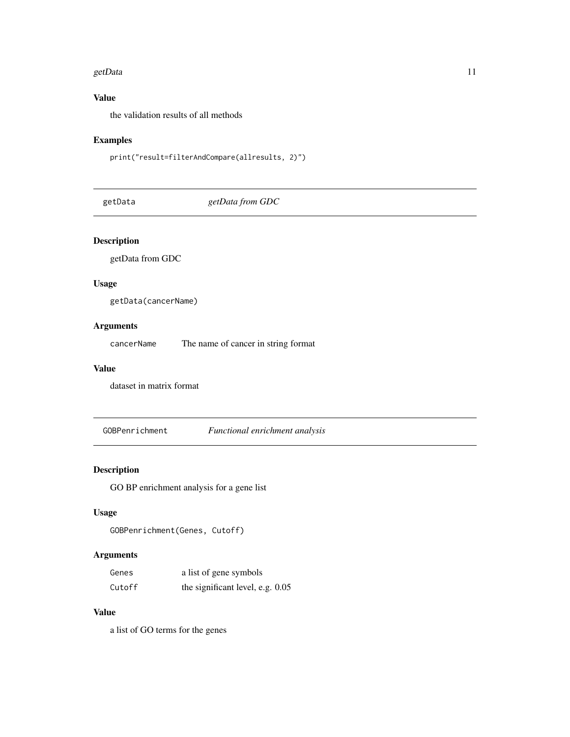### Value

the validation results of all methods

### Examples

```
print("result=filterAndCompare(allresults, 2)")
```

## getData *getData from GDC*

### Description

getData from GDC

### Usage

```
getData(cancerName)
```

### Arguments

| | |
|---|---|
| cancerName | The name of cancer in string format |

### Value

dataset in matrix format

## GOBPenrichment *Functional enrichment analysis*

### Description

GO BP enrichment analysis for a gene list

### Usage

```
GOBPenrichment(Genes, Cutoff)
```

### Arguments

| | |
|---|---|
| Genes | a list of gene symbols |
| Cutoff | the significant level, e.g. 0.05 |

### Value

a list of GO terms for the genes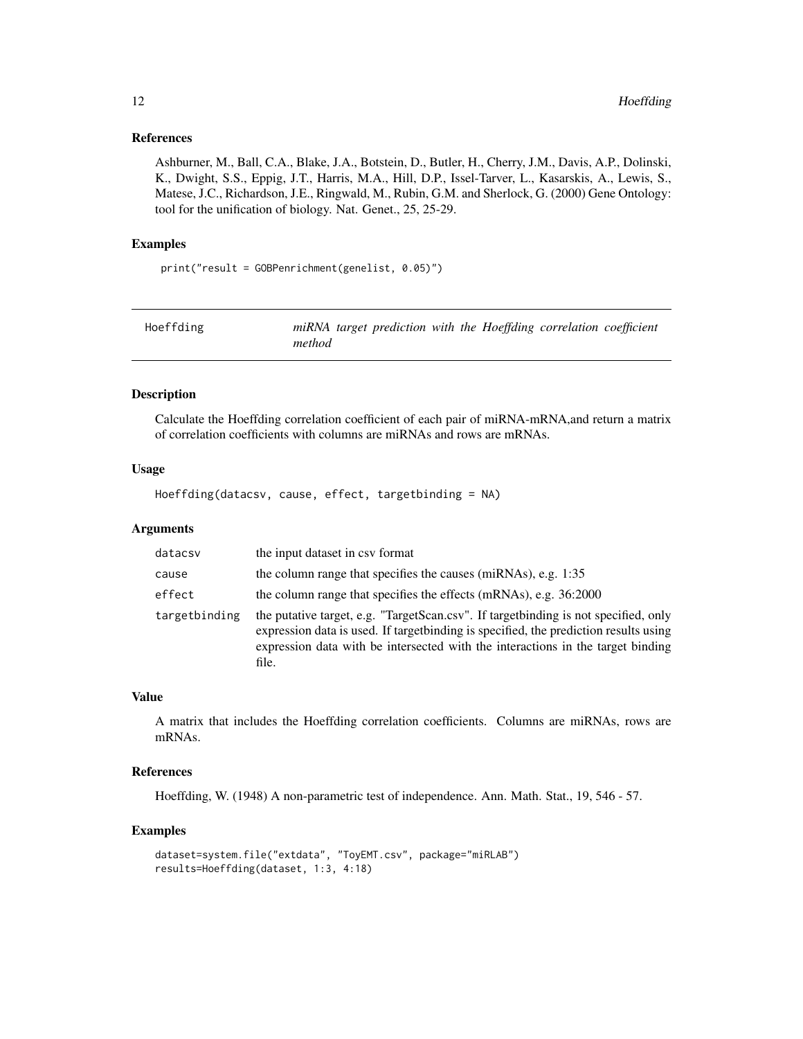### References

Ashburner, M., Ball, C.A., Blake, J.A., Botstein, D., Butler, H., Cherry, J.M., Davis, A.P., Dolinski, K., Dwight, S.S., Eppig, J.T., Harris, M.A., Hill, D.P., Issel-Tarver, L., Kasarskis, A., Lewis, S., Matese, J.C., Richardson, J.E., Ringwald, M., Rubin, G.M. and Sherlock, G. (2000) Gene Ontology: tool for the unification of biology. Nat. Genet., 25, 25-29.

### Examples

```
print("result = GOBPenrichment(genelist, 0.05)")
```

---

## Hoeffding — *miRNA target prediction with the Hoeffding correlation coefficient method*

---

### Description

Calculate the Hoeffding correlation coefficient of each pair of miRNA-mRNA,and return a matrix of correlation coefficients with columns are miRNAs and rows are mRNAs.

### Usage

```
Hoeffding(datacsv, cause, effect, targetbinding = NA)
```

### Arguments

| | |
|---|---|
| datacsv | the input dataset in csv format |
| cause | the column range that specifies the causes (miRNAs), e.g. 1:35 |
| effect | the column range that specifies the effects (mRNAs), e.g. 36:2000 |
| targetbinding | the putative target, e.g. "TargetScan.csv". If targetbinding is not specified, only expression data is used. If targetbinding is specified, the prediction results using expression data with be intersected with the interactions in the target binding file. |

### Value

A matrix that includes the Hoeffding correlation coefficients. Columns are miRNAs, rows are mRNAs.

### References

Hoeffding, W. (1948) A non-parametric test of independence. Ann. Math. Stat., 19, 546 - 57.

### Examples

```
dataset=system.file("extdata", "ToyEMT.csv", package="miRLAB")
results=Hoeffding(dataset, 1:3, 4:18)
```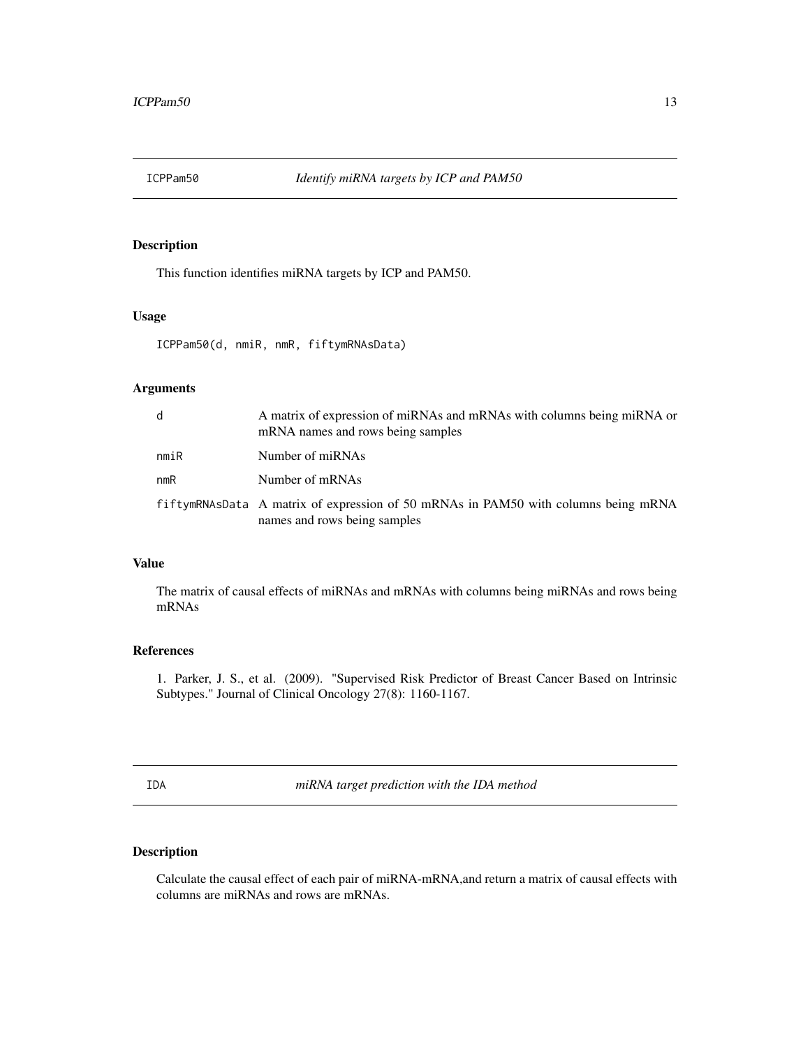## ICPPam50 *Identify miRNA targets by ICP and PAM50*

### Description

This function identifies miRNA targets by ICP and PAM50.

### Usage

```
ICPPam50(d, nmiR, nmR, fiftymRNAsData)
```

### Arguments

| | |
|---|---|
| d | A matrix of expression of miRNAs and mRNAs with columns being miRNA or mRNA names and rows being samples |
| nmiR | Number of miRNAs |
| nmR | Number of mRNAs |
| fiftymRNAsData | A matrix of expression of 50 mRNAs in PAM50 with columns being mRNA names and rows being samples |

### Value

The matrix of causal effects of miRNAs and mRNAs with columns being miRNAs and rows being mRNAs

### References

1. Parker, J. S., et al. (2009). "Supervised Risk Predictor of Breast Cancer Based on Intrinsic Subtypes." Journal of Clinical Oncology 27(8): 1160-1167.

## IDA *miRNA target prediction with the IDA method*

### Description

Calculate the causal effect of each pair of miRNA-mRNA,and return a matrix of causal effects with columns are miRNAs and rows are mRNAs.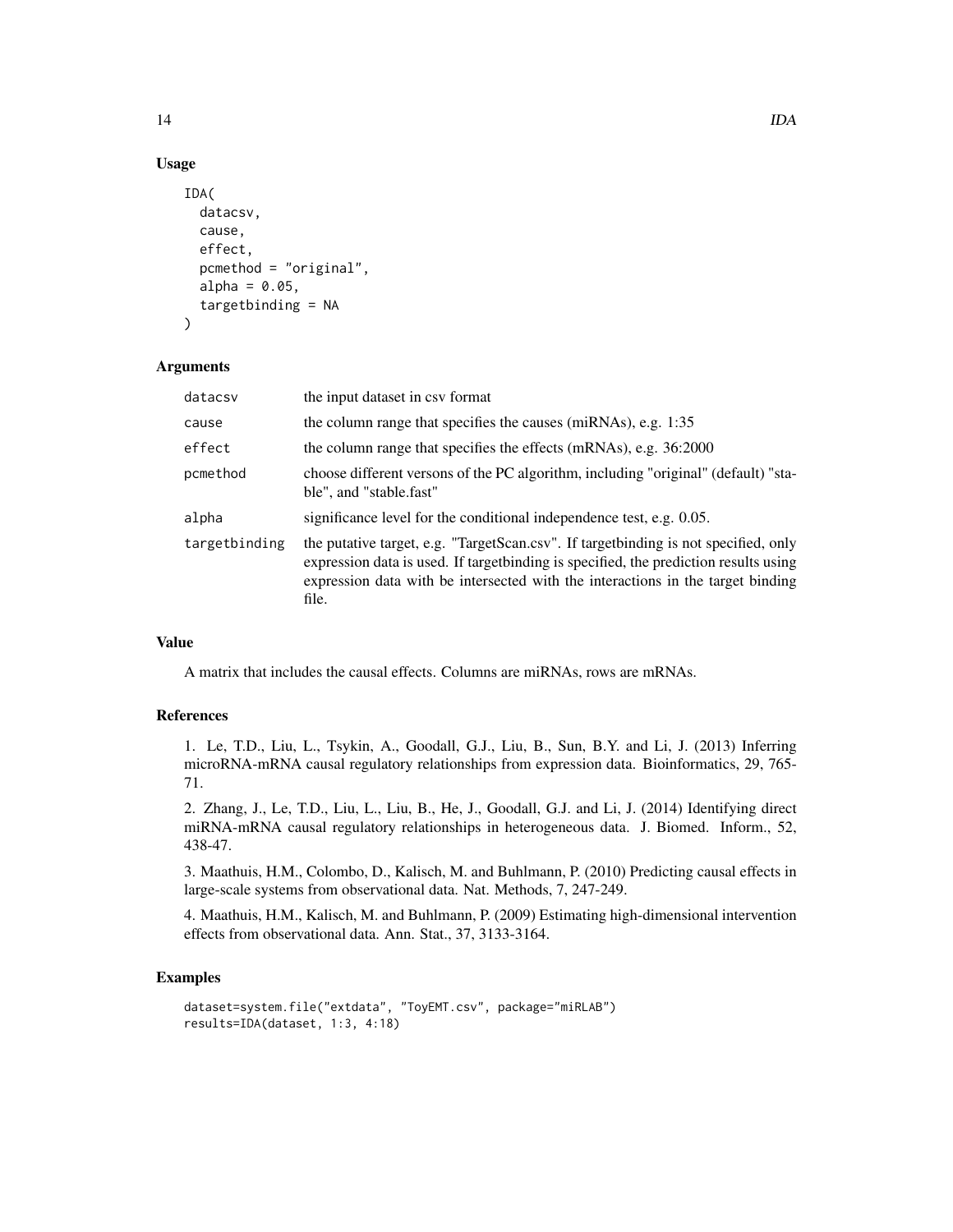### Usage

```
IDA(
  datacsv,
  cause,
  effect,
  pcmethod = "original",
  alpha = 0.05,
  targetbinding = NA
)
```

### Arguments

| | |
|---|---|
| datacsv | the input dataset in csv format |
| cause | the column range that specifies the causes (miRNAs), e.g. 1:35 |
| effect | the column range that specifies the effects (mRNAs), e.g. 36:2000 |
| pcmethod | choose different versons of the PC algorithm, including "original" (default) "stable", and "stable.fast" |
| alpha | significance level for the conditional independence test, e.g. 0.05. |
| targetbinding | the putative target, e.g. "TargetScan.csv". If targetbinding is not specified, only expression data is used. If targetbinding is specified, the prediction results using expression data with be intersected with the interactions in the target binding file. |

### Value

A matrix that includes the causal effects. Columns are miRNAs, rows are mRNAs.

### References

1. Le, T.D., Liu, L., Tsykin, A., Goodall, G.J., Liu, B., Sun, B.Y. and Li, J. (2013) Inferring microRNA-mRNA causal regulatory relationships from expression data. Bioinformatics, 29, 765-71.

2. Zhang, J., Le, T.D., Liu, L., Liu, B., He, J., Goodall, G.J. and Li, J. (2014) Identifying direct miRNA-mRNA causal regulatory relationships in heterogeneous data. J. Biomed. Inform., 52, 438-47.

3. Maathuis, H.M., Colombo, D., Kalisch, M. and Buhlmann, P. (2010) Predicting causal effects in large-scale systems from observational data. Nat. Methods, 7, 247-249.

4. Maathuis, H.M., Kalisch, M. and Buhlmann, P. (2009) Estimating high-dimensional intervention effects from observational data. Ann. Stat., 37, 3133-3164.

### Examples

```
dataset=system.file("extdata", "ToyEMT.csv", package="miRLAB")
results=IDA(dataset, 1:3, 4:18)
```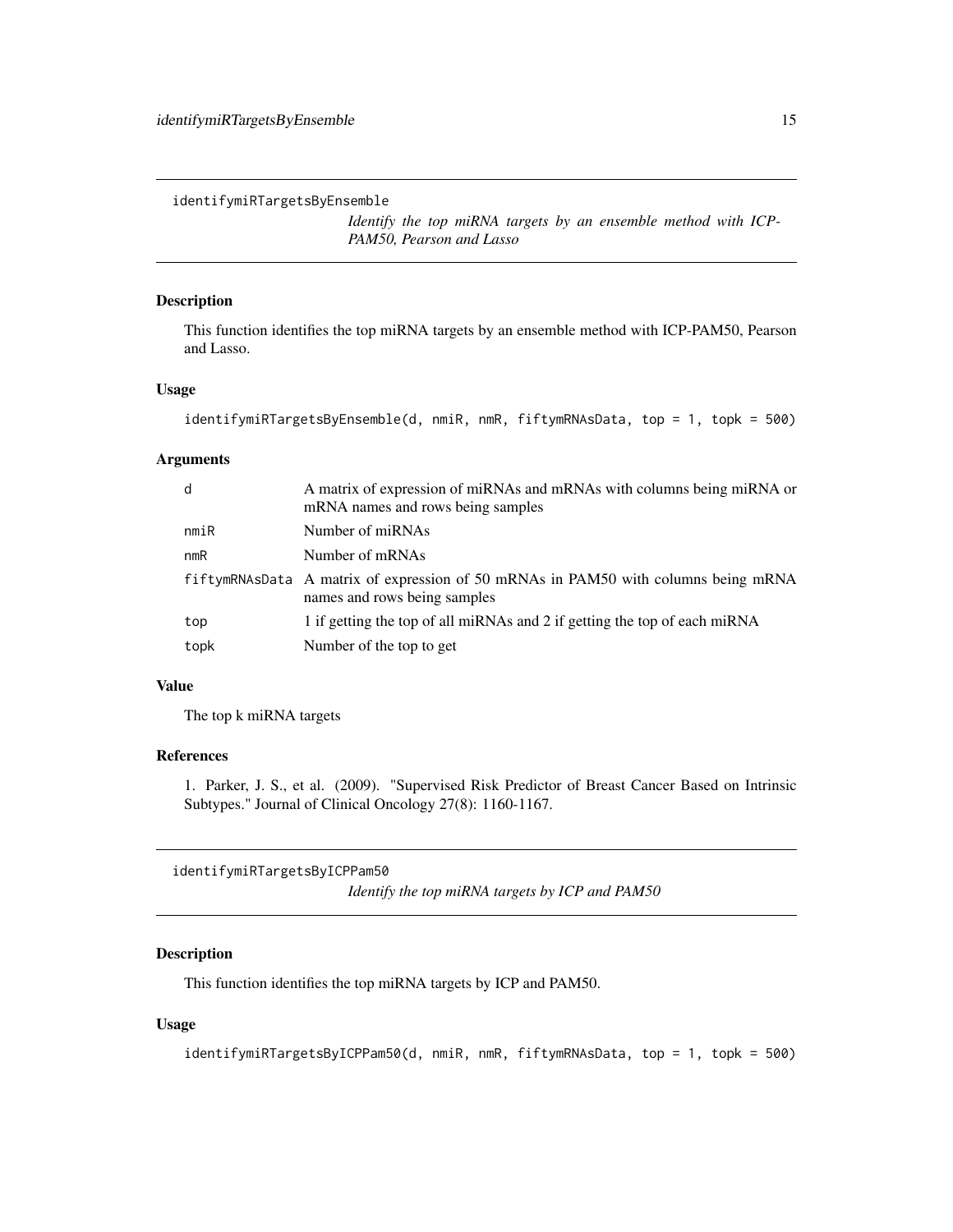## identifymiRTargetsByEnsemble

*Identify the top miRNA targets by an ensemble method with ICP-PAM50, Pearson and Lasso*

### Description

This function identifies the top miRNA targets by an ensemble method with ICP-PAM50, Pearson and Lasso.

### Usage

```
identifymiRTargetsByEnsemble(d, nmiR, nmR, fiftymRNAsData, top = 1, topk = 500)
```

### Arguments

| | |
|---|---|
| d | A matrix of expression of miRNAs and mRNAs with columns being miRNA or mRNA names and rows being samples |
| nmiR | Number of miRNAs |
| nmR | Number of mRNAs |
| fiftymRNAsData | A matrix of expression of 50 mRNAs in PAM50 with columns being mRNA names and rows being samples |
| top | 1 if getting the top of all miRNAs and 2 if getting the top of each miRNA |
| topk | Number of the top to get |

### Value

The top k miRNA targets

### References

1. Parker, J. S., et al. (2009). "Supervised Risk Predictor of Breast Cancer Based on Intrinsic Subtypes." Journal of Clinical Oncology 27(8): 1160-1167.

## identifymiRTargetsByICPPam50

*Identify the top miRNA targets by ICP and PAM50*

### Description

This function identifies the top miRNA targets by ICP and PAM50.

### Usage

```
identifymiRTargetsByICPPam50(d, nmiR, nmR, fiftymRNAsData, top = 1, topk = 500)
```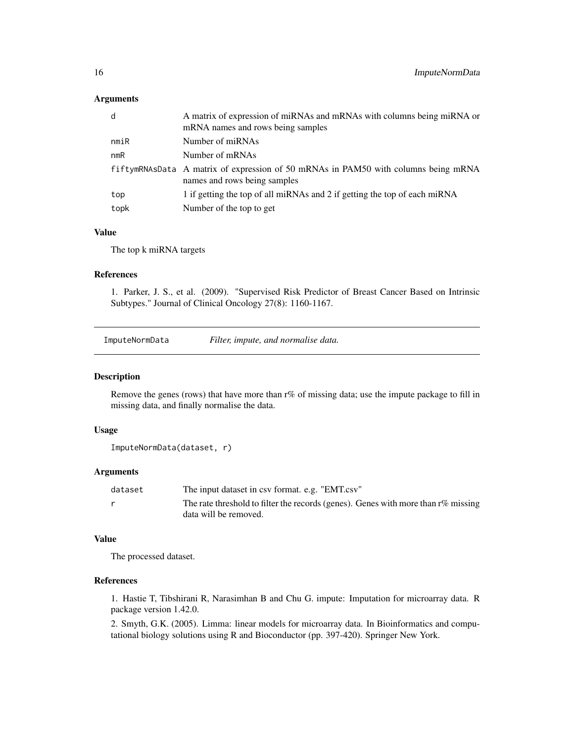### Arguments

| | |
|---|---|
| `d` | A matrix of expression of miRNAs and mRNAs with columns being miRNA or mRNA names and rows being samples |
| `nmiR` | Number of miRNAs |
| `nmR` | Number of mRNAs |
| `fiftymRNAsData` | A matrix of expression of 50 mRNAs in PAM50 with columns being mRNA names and rows being samples |
| `top` | 1 if getting the top of all miRNAs and 2 if getting the top of each miRNA |
| `topk` | Number of the top to get |

### Value

The top k miRNA targets

### References

1. Parker, J. S., et al. (2009). "Supervised Risk Predictor of Breast Cancer Based on Intrinsic Subtypes." Journal of Clinical Oncology 27(8): 1160-1167.

---

## ImputeNormData — *Filter, impute, and normalise data.*

### Description

Remove the genes (rows) that have more than r% of missing data; use the impute package to fill in missing data, and finally normalise the data.

### Usage

```
ImputeNormData(dataset, r)
```

### Arguments

| | |
|---|---|
| `dataset` | The input dataset in csv format. e.g. "EMT.csv" |
| `r` | The rate threshold to filter the records (genes). Genes with more than r% missing data will be removed. |

### Value

The processed dataset.

### References

1. Hastie T, Tibshirani R, Narasimhan B and Chu G. impute: Imputation for microarray data. R package version 1.42.0.

2. Smyth, G.K. (2005). Limma: linear models for microarray data. In Bioinformatics and computational biology solutions using R and Bioconductor (pp. 397-420). Springer New York.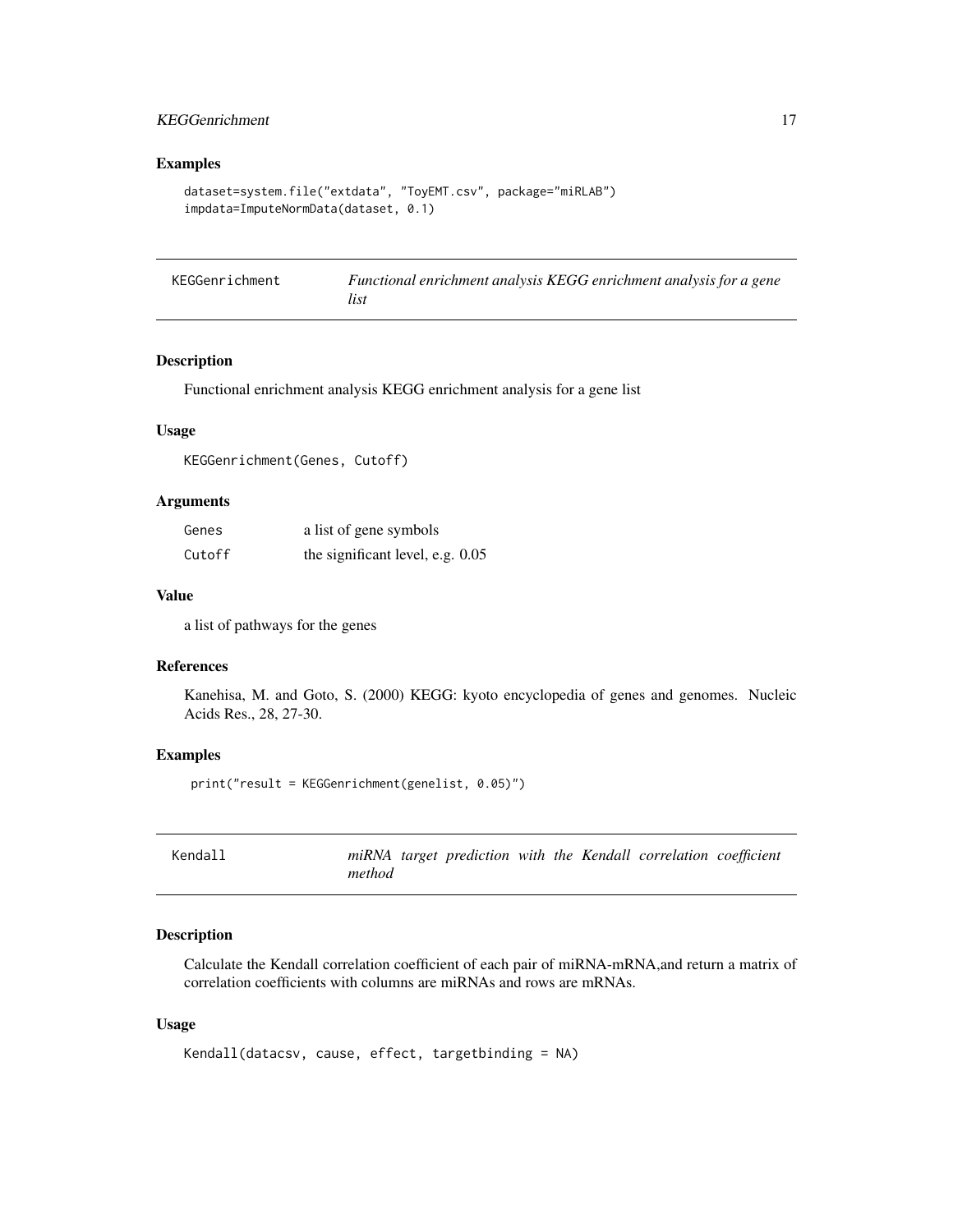## Examples

```
dataset=system.file("extdata", "ToyEMT.csv", package="miRLAB")
impdata=ImputeNormData(dataset, 0.1)
```

---

# KEGGenrichment — *Functional enrichment analysis KEGG enrichment analysis for a gene list*

---

## Description

Functional enrichment analysis KEGG enrichment analysis for a gene list

## Usage

```
KEGGenrichment(Genes, Cutoff)
```

## Arguments

| | |
|---|---|
| Genes | a list of gene symbols |
| Cutoff | the significant level, e.g. 0.05 |

## Value

a list of pathways for the genes

## References

Kanehisa, M. and Goto, S. (2000) KEGG: kyoto encyclopedia of genes and genomes. Nucleic Acids Res., 28, 27-30.

## Examples

```
print("result = KEGGenrichment(genelist, 0.05)")
```

---

# Kendall — *miRNA target prediction with the Kendall correlation coefficient method*

---

## Description

Calculate the Kendall correlation coefficient of each pair of miRNA-mRNA,and return a matrix of correlation coefficients with columns are miRNAs and rows are mRNAs.

## Usage

```
Kendall(datacsv, cause, effect, targetbinding = NA)
```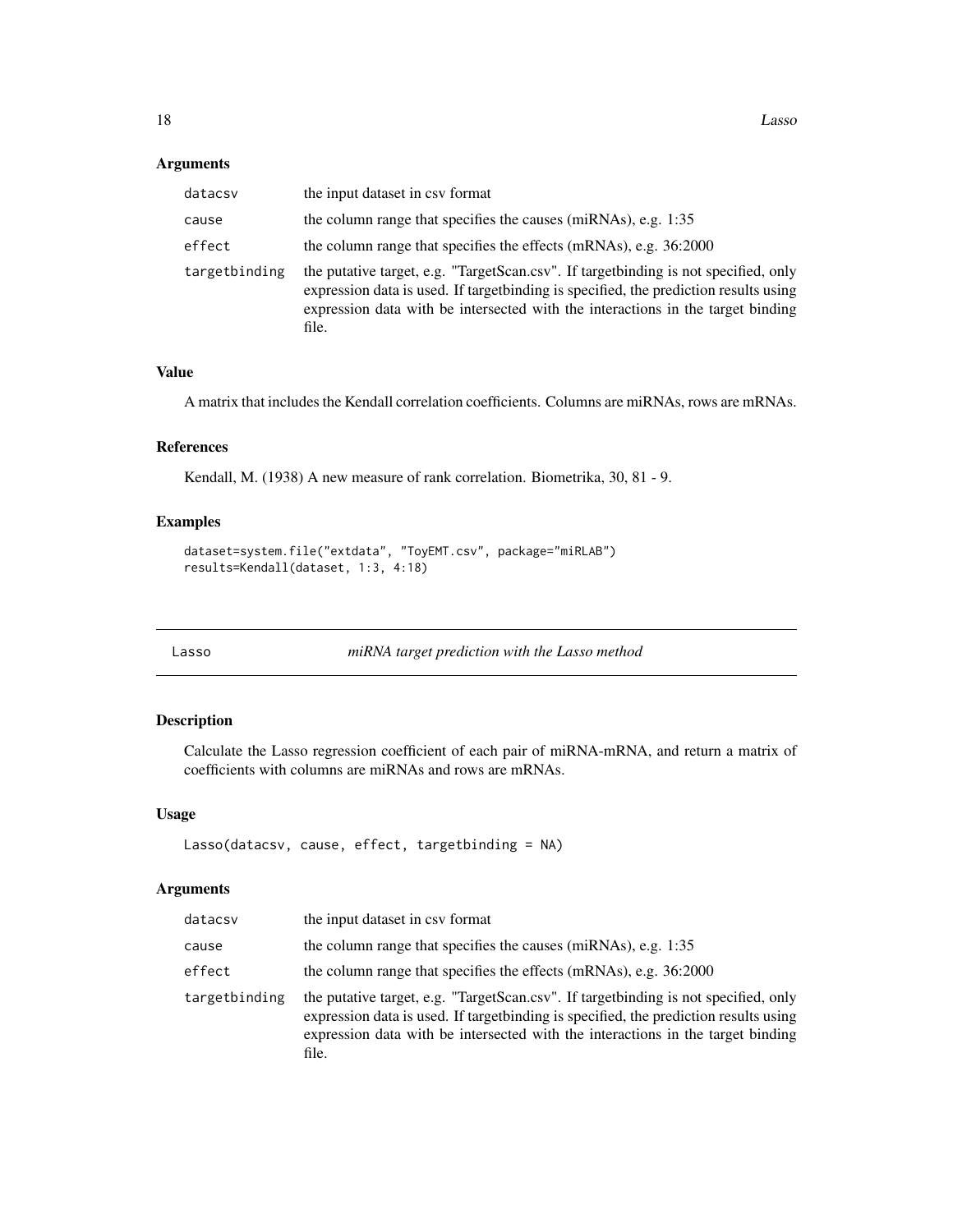### Arguments

| | |
|---|---|
| datacsv | the input dataset in csv format |
| cause | the column range that specifies the causes (miRNAs), e.g. 1:35 |
| effect | the column range that specifies the effects (mRNAs), e.g. 36:2000 |
| targetbinding | the putative target, e.g. "TargetScan.csv". If targetbinding is not specified, only expression data is used. If targetbinding is specified, the prediction results using expression data with be intersected with the interactions in the target binding file. |

### Value

A matrix that includes the Kendall correlation coefficients. Columns are miRNAs, rows are mRNAs.

### References

Kendall, M. (1938) A new measure of rank correlation. Biometrika, 30, 81 - 9.

### Examples

```
dataset=system.file("extdata", "ToyEMT.csv", package="miRLAB")
results=Kendall(dataset, 1:3, 4:18)
```

---

## Lasso — *miRNA target prediction with the Lasso method*

### Description

Calculate the Lasso regression coefficient of each pair of miRNA-mRNA, and return a matrix of coefficients with columns are miRNAs and rows are mRNAs.

### Usage

```
Lasso(datacsv, cause, effect, targetbinding = NA)
```

### Arguments

| | |
|---|---|
| datacsv | the input dataset in csv format |
| cause | the column range that specifies the causes (miRNAs), e.g. 1:35 |
| effect | the column range that specifies the effects (mRNAs), e.g. 36:2000 |
| targetbinding | the putative target, e.g. "TargetScan.csv". If targetbinding is not specified, only expression data is used. If targetbinding is specified, the prediction results using expression data with be intersected with the interactions in the target binding file. |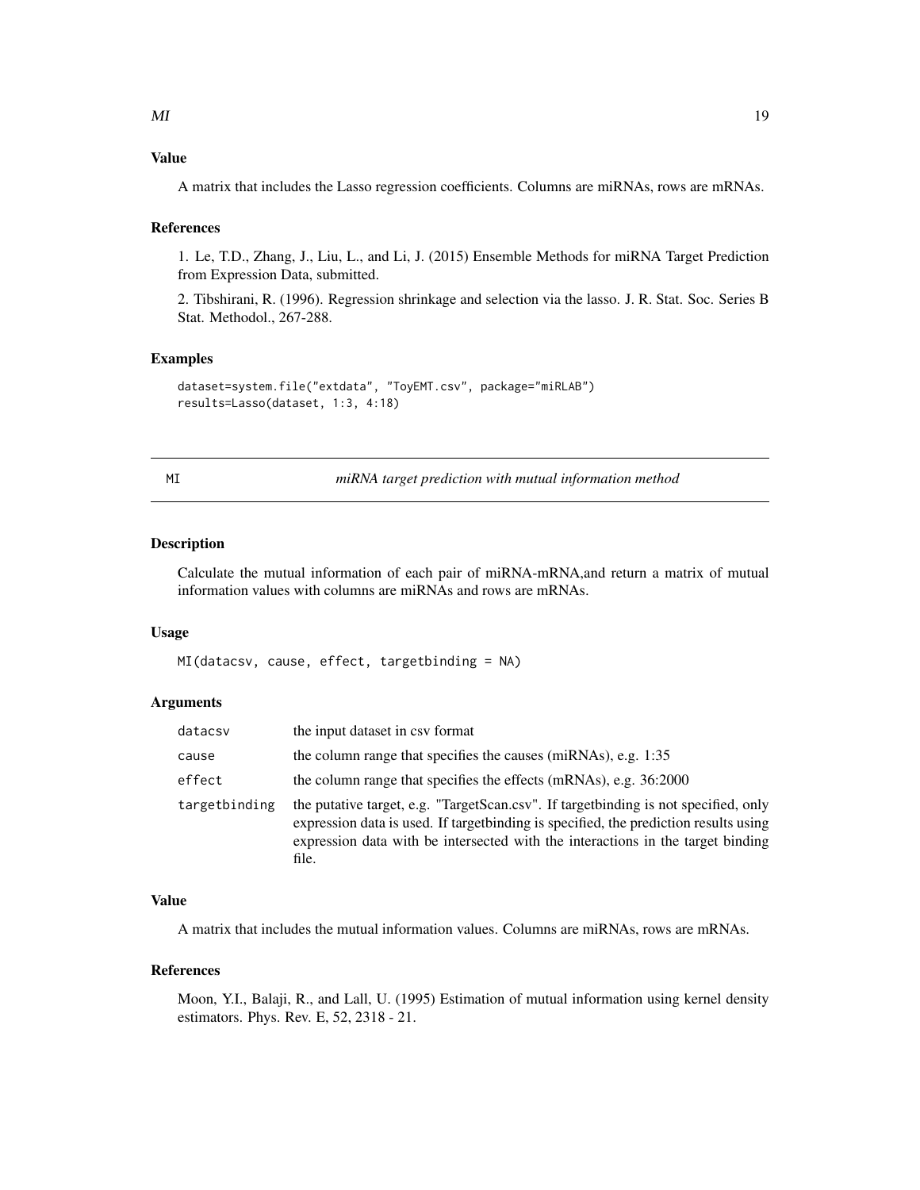### Value

A matrix that includes the Lasso regression coefficients. Columns are miRNAs, rows are mRNAs.

### References

1. Le, T.D., Zhang, J., Liu, L., and Li, J. (2015) Ensemble Methods for miRNA Target Prediction from Expression Data, submitted.

2. Tibshirani, R. (1996). Regression shrinkage and selection via the lasso. J. R. Stat. Soc. Series B Stat. Methodol., 267-288.

### Examples

```
dataset=system.file("extdata", "ToyEMT.csv", package="miRLAB")
results=Lasso(dataset, 1:3, 4:18)
```

---

## MI — *miRNA target prediction with mutual information method*

---

### Description

Calculate the mutual information of each pair of miRNA-mRNA,and return a matrix of mutual information values with columns are miRNAs and rows are mRNAs.

### Usage

```
MI(datacsv, cause, effect, targetbinding = NA)
```

### Arguments

| | |
|---|---|
| datacsv | the input dataset in csv format |
| cause | the column range that specifies the causes (miRNAs), e.g. 1:35 |
| effect | the column range that specifies the effects (mRNAs), e.g. 36:2000 |
| targetbinding | the putative target, e.g. "TargetScan.csv". If targetbinding is not specified, only expression data is used. If targetbinding is specified, the prediction results using expression data with be intersected with the interactions in the target binding file. |

### Value

A matrix that includes the mutual information values. Columns are miRNAs, rows are mRNAs.

### References

Moon, Y.I., Balaji, R., and Lall, U. (1995) Estimation of mutual information using kernel density estimators. Phys. Rev. E, 52, 2318 - 21.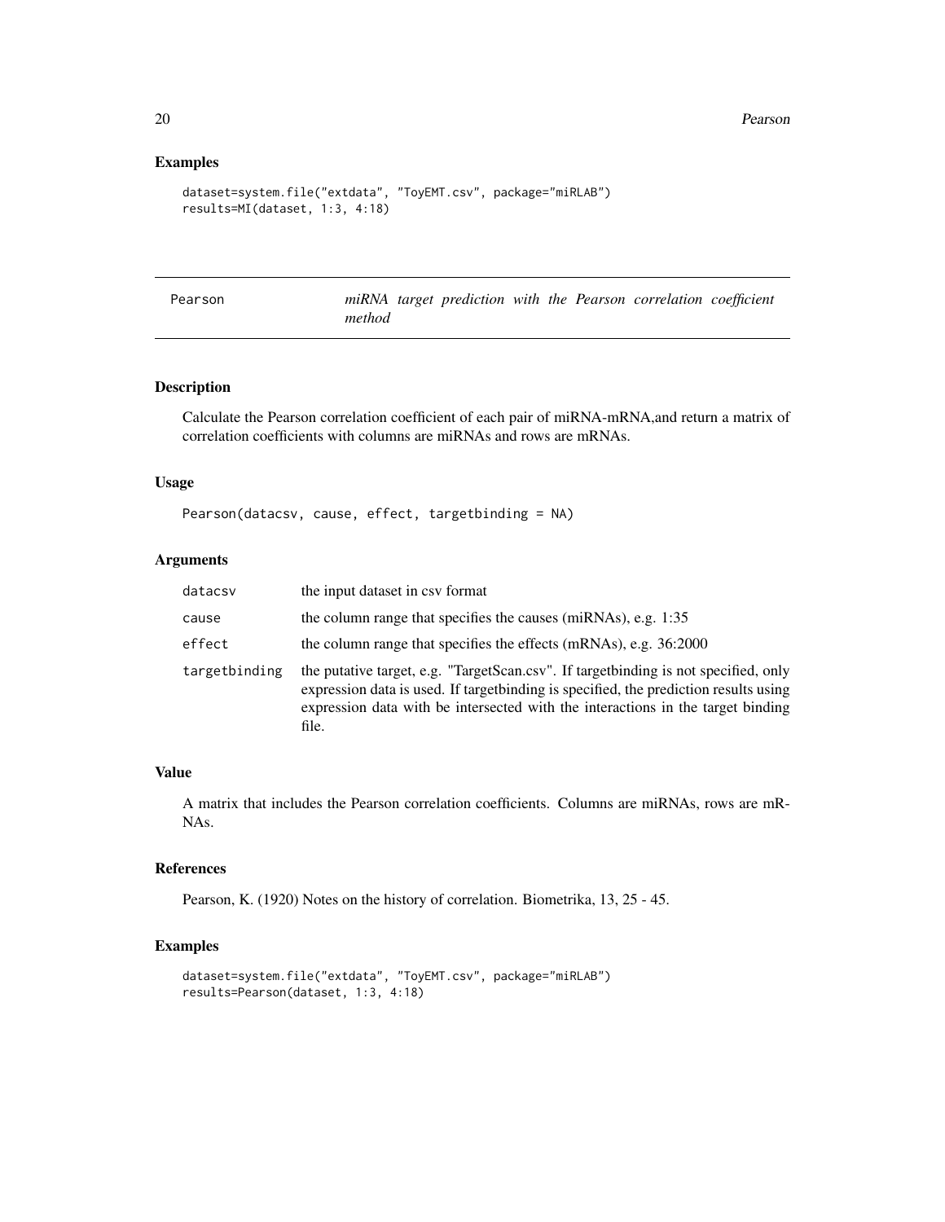## Examples

```
dataset=system.file("extdata", "ToyEMT.csv", package="miRLAB")
results=MI(dataset, 1:3, 4:18)
```

---

# Pearson — *miRNA target prediction with the Pearson correlation coefficient method*

---

## Description

Calculate the Pearson correlation coefficient of each pair of miRNA-mRNA,and return a matrix of correlation coefficients with columns are miRNAs and rows are mRNAs.

## Usage

```
Pearson(datacsv, cause, effect, targetbinding = NA)
```

## Arguments

| | |
|---|---|
| datacsv | the input dataset in csv format |
| cause | the column range that specifies the causes (miRNAs), e.g. 1:35 |
| effect | the column range that specifies the effects (mRNAs), e.g. 36:2000 |
| targetbinding | the putative target, e.g. "TargetScan.csv". If targetbinding is not specified, only expression data is used. If targetbinding is specified, the prediction results using expression data with be intersected with the interactions in the target binding file. |

## Value

A matrix that includes the Pearson correlation coefficients. Columns are miRNAs, rows are mRNAs.

## References

Pearson, K. (1920) Notes on the history of correlation. Biometrika, 13, 25 - 45.

## Examples

```
dataset=system.file("extdata", "ToyEMT.csv", package="miRLAB")
results=Pearson(dataset, 1:3, 4:18)
```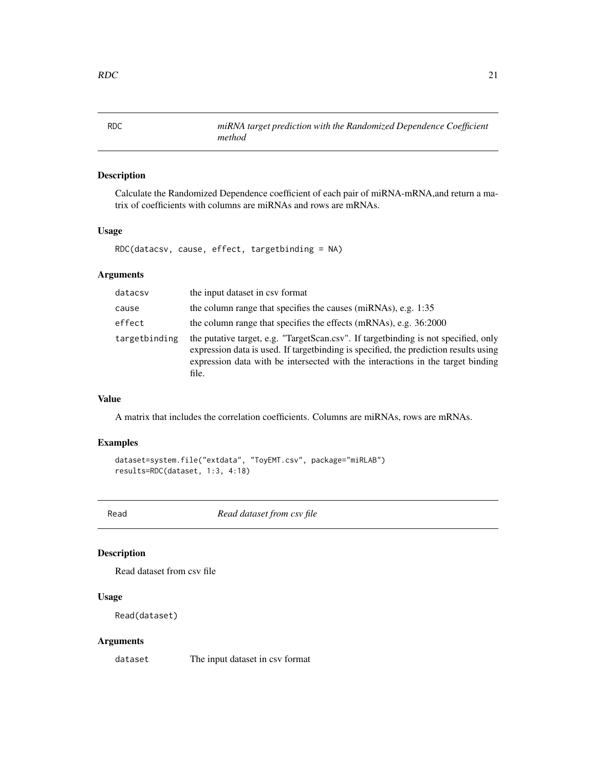## RDC — *miRNA target prediction with the Randomized Dependence Coefficient method*

### Description

Calculate the Randomized Dependence coefficient of each pair of miRNA-mRNA,and return a matrix of coefficients with columns are miRNAs and rows are mRNAs.

### Usage

```
RDC(datacsv, cause, effect, targetbinding = NA)
```

### Arguments

| | |
|---|---|
| datacsv | the input dataset in csv format |
| cause | the column range that specifies the causes (miRNAs), e.g. 1:35 |
| effect | the column range that specifies the effects (mRNAs), e.g. 36:2000 |
| targetbinding | the putative target, e.g. "TargetScan.csv". If targetbinding is not specified, only expression data is used. If targetbinding is specified, the prediction results using expression data with be intersected with the interactions in the target binding file. |

### Value

A matrix that includes the correlation coefficients. Columns are miRNAs, rows are mRNAs.

### Examples

```
dataset=system.file("extdata", "ToyEMT.csv", package="miRLAB")
results=RDC(dataset, 1:3, 4:18)
```

## Read — *Read dataset from csv file*

### Description

Read dataset from csv file

### Usage

```
Read(dataset)
```

### Arguments

| | |
|---|---|
| dataset | The input dataset in csv format |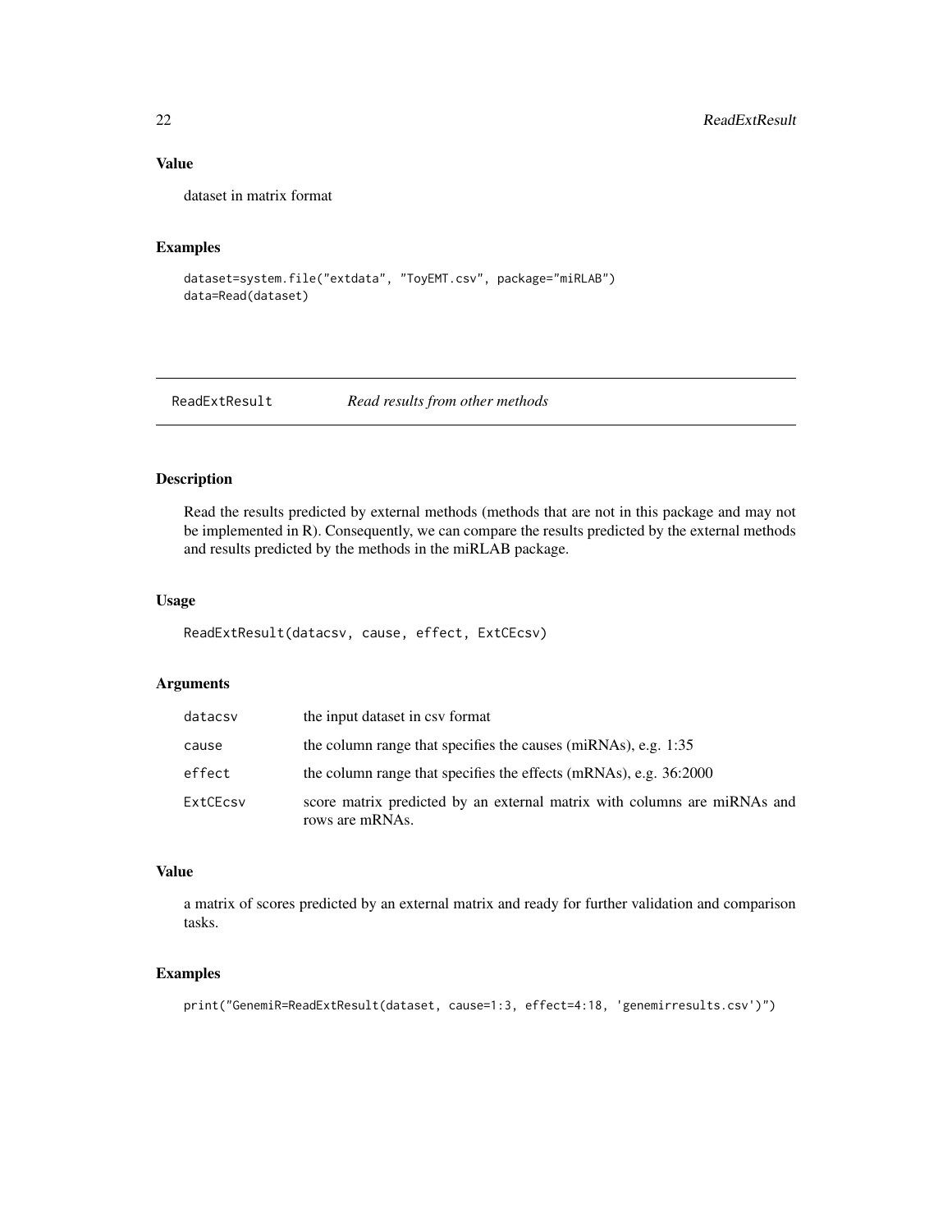### Value

dataset in matrix format

### Examples

```
dataset=system.file("extdata", "ToyEMT.csv", package="miRLAB")
data=Read(dataset)
```

---

## ReadExtResult *Read results from other methods*

---

### Description

Read the results predicted by external methods (methods that are not in this package and may not be implemented in R). Consequently, we can compare the results predicted by the external methods and results predicted by the methods in the miRLAB package.

### Usage

```
ReadExtResult(datacsv, cause, effect, ExtCEcsv)
```

### Arguments

| | |
|---|---|
| datacsv | the input dataset in csv format |
| cause | the column range that specifies the causes (miRNAs), e.g. 1:35 |
| effect | the column range that specifies the effects (mRNAs), e.g. 36:2000 |
| ExtCEcsv | score matrix predicted by an external matrix with columns are miRNAs and rows are mRNAs. |

### Value

a matrix of scores predicted by an external matrix and ready for further validation and comparison tasks.

### Examples

```
print("GenemiR=ReadExtResult(dataset, cause=1:3, effect=4:18, 'genemirresults.csv')")
```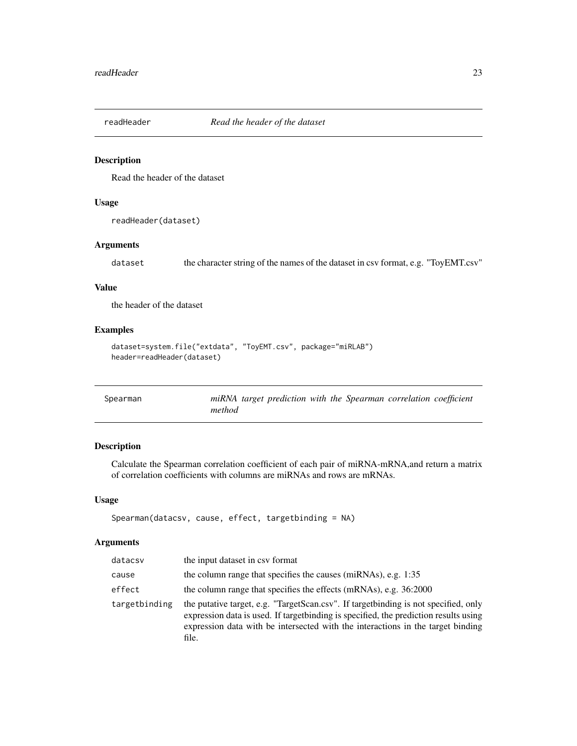## readHeader *Read the header of the dataset*

### Description

Read the header of the dataset

### Usage

```
readHeader(dataset)
```

### Arguments

| | |
|---|---|
| dataset | the character string of the names of the dataset in csv format, e.g. "ToyEMT.csv" |

### Value

the header of the dataset

### Examples

```
dataset=system.file("extdata", "ToyEMT.csv", package="miRLAB")
header=readHeader(dataset)
```

## Spearman *miRNA target prediction with the Spearman correlation coefficient method*

### Description

Calculate the Spearman correlation coefficient of each pair of miRNA-mRNA,and return a matrix of correlation coefficients with columns are miRNAs and rows are mRNAs.

### Usage

```
Spearman(datacsv, cause, effect, targetbinding = NA)
```

### Arguments

| | |
|---|---|
| datacsv | the input dataset in csv format |
| cause | the column range that specifies the causes (miRNAs), e.g. 1:35 |
| effect | the column range that specifies the effects (mRNAs), e.g. 36:2000 |
| targetbinding | the putative target, e.g. "TargetScan.csv". If targetbinding is not specified, only expression data is used. If targetbinding is specified, the prediction results using expression data with be intersected with the interactions in the target binding file. |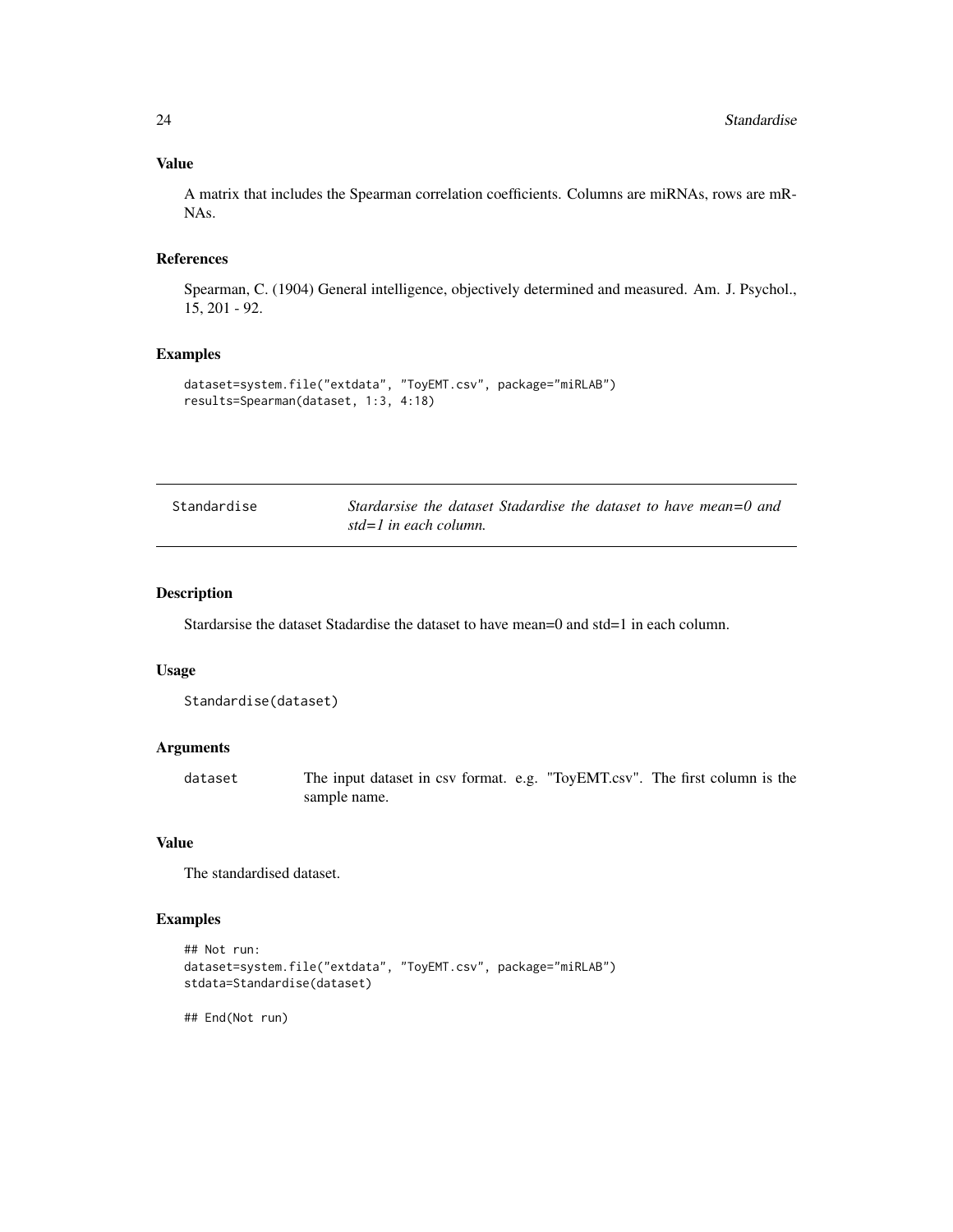### Value

A matrix that includes the Spearman correlation coefficients. Columns are miRNAs, rows are mRNAs.

### References

Spearman, C. (1904) General intelligence, objectively determined and measured. Am. J. Psychol., 15, 201 - 92.

### Examples

```
dataset=system.file("extdata", "ToyEMT.csv", package="miRLAB")
results=Spearman(dataset, 1:3, 4:18)
```

---

## Standardise — *Stardarsise the dataset Stadardise the dataset to have mean=0 and std=1 in each column.*

---

### Description

Stardarsise the dataset Stadardise the dataset to have mean=0 and std=1 in each column.

### Usage

```
Standardise(dataset)
```

### Arguments

| | |
|---|---|
| dataset | The input dataset in csv format. e.g. "ToyEMT.csv". The first column is the sample name. |

### Value

The standardised dataset.

### Examples

```
## Not run:
dataset=system.file("extdata", "ToyEMT.csv", package="miRLAB")
stdata=Standardise(dataset)

## End(Not run)
```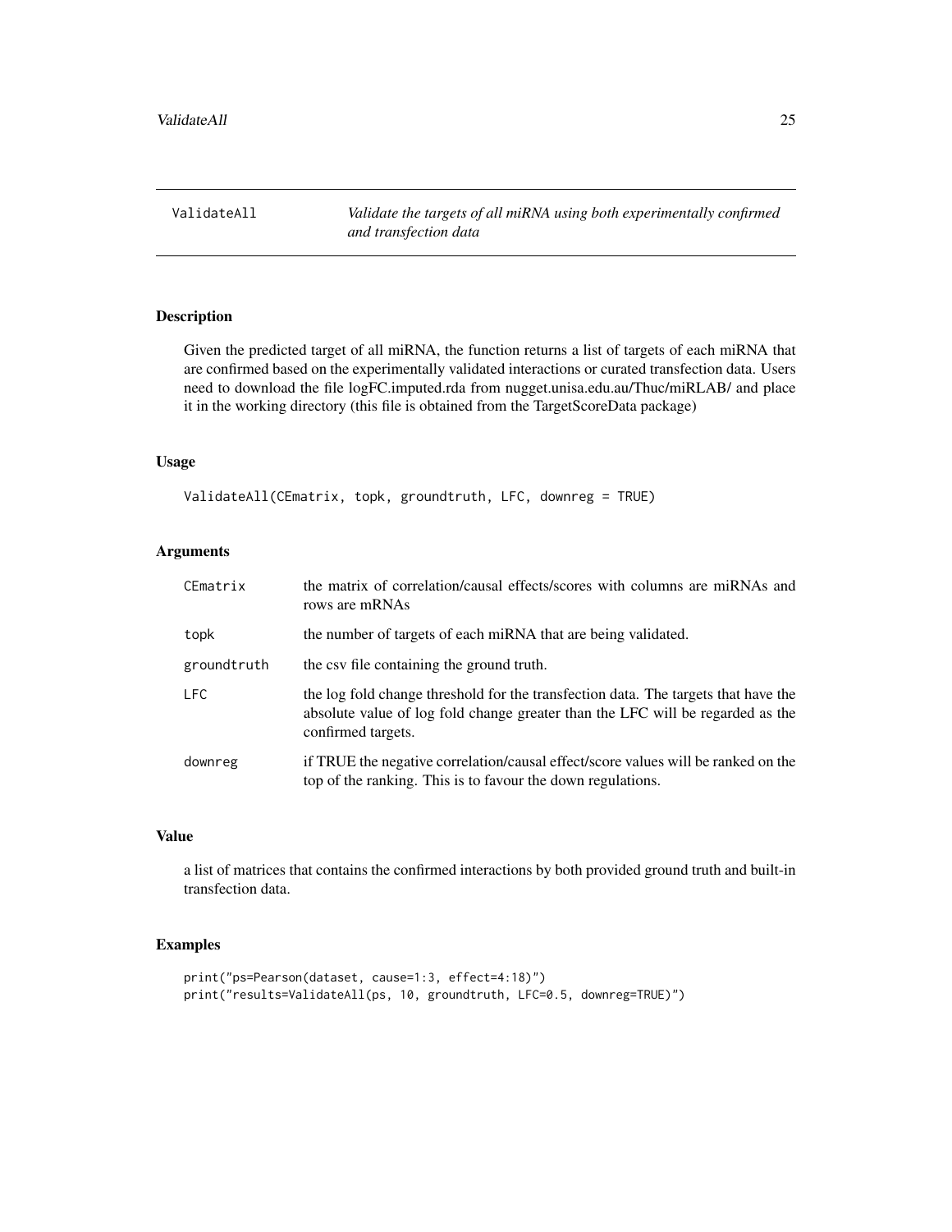# ValidateAll

*Validate the targets of all miRNA using both experimentally confirmed and transfection data*

## Description

Given the predicted target of all miRNA, the function returns a list of targets of each miRNA that are confirmed based on the experimentally validated interactions or curated transfection data. Users need to download the file logFC.imputed.rda from nugget.unisa.edu.au/Thuc/miRLAB/ and place it in the working directory (this file is obtained from the TargetScoreData package)

## Usage

```
ValidateAll(CEmatrix, topk, groundtruth, LFC, downreg = TRUE)
```

## Arguments

| | |
|---|---|
| `CEmatrix` | the matrix of correlation/causal effects/scores with columns are miRNAs and rows are mRNAs |
| `topk` | the number of targets of each miRNA that are being validated. |
| `groundtruth` | the csv file containing the ground truth. |
| `LFC` | the log fold change threshold for the transfection data. The targets that have the absolute value of log fold change greater than the LFC will be regarded as the confirmed targets. |
| `downreg` | if TRUE the negative correlation/causal effect/score values will be ranked on the top of the ranking. This is to favour the down regulations. |

## Value

a list of matrices that contains the confirmed interactions by both provided ground truth and built-in transfection data.

## Examples

```
print("ps=Pearson(dataset, cause=1:3, effect=4:18)")
print("results=ValidateAll(ps, 10, groundtruth, LFC=0.5, downreg=TRUE)")
```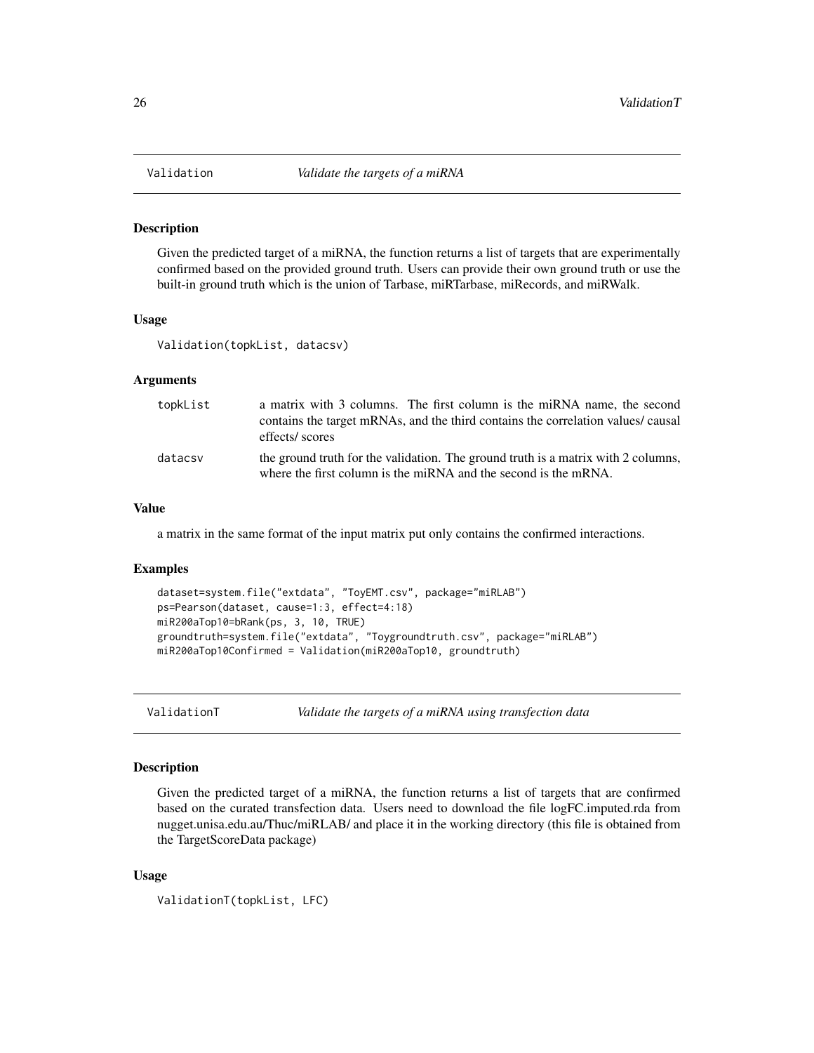## Validation *Validate the targets of a miRNA*

### Description

Given the predicted target of a miRNA, the function returns a list of targets that are experimentally confirmed based on the provided ground truth. Users can provide their own ground truth or use the built-in ground truth which is the union of Tarbase, miRTarbase, miRecords, and miRWalk.

### Usage

```
Validation(topkList, datacsv)
```

### Arguments

| | |
|---|---|
| topkList | a matrix with 3 columns. The first column is the miRNA name, the second contains the target mRNAs, and the third contains the correlation values/ causal effects/ scores |
| datacsv | the ground truth for the validation. The ground truth is a matrix with 2 columns, where the first column is the miRNA and the second is the mRNA. |

### Value

a matrix in the same format of the input matrix put only contains the confirmed interactions.

### Examples

```
dataset=system.file("extdata", "ToyEMT.csv", package="miRLAB")
ps=Pearson(dataset, cause=1:3, effect=4:18)
miR200aTop10=bRank(ps, 3, 10, TRUE)
groundtruth=system.file("extdata", "Toygroundtruth.csv", package="miRLAB")
miR200aTop10Confirmed = Validation(miR200aTop10, groundtruth)
```

## ValidationT *Validate the targets of a miRNA using transfection data*

### Description

Given the predicted target of a miRNA, the function returns a list of targets that are confirmed based on the curated transfection data. Users need to download the file logFC.imputed.rda from nugget.unisa.edu.au/Thuc/miRLAB/ and place it in the working directory (this file is obtained from the TargetScoreData package)

### Usage

```
ValidationT(topkList, LFC)
```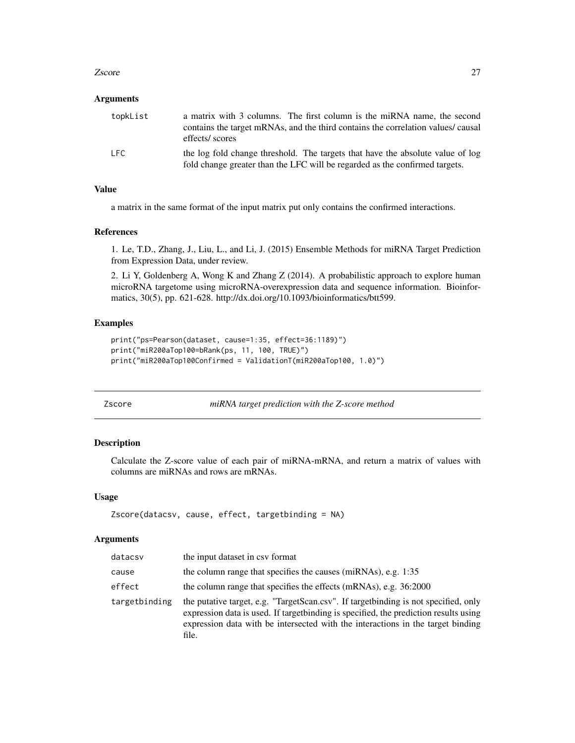### Arguments

| | |
|---|---|
| topkList | a matrix with 3 columns. The first column is the miRNA name, the second contains the target mRNAs, and the third contains the correlation values/ causal effects/ scores |
| LFC | the log fold change threshold. The targets that have the absolute value of log fold change greater than the LFC will be regarded as the confirmed targets. |

### Value

a matrix in the same format of the input matrix put only contains the confirmed interactions.

### References

1. Le, T.D., Zhang, J., Liu, L., and Li, J. (2015) Ensemble Methods for miRNA Target Prediction from Expression Data, under review.

2. Li Y, Goldenberg A, Wong K and Zhang Z (2014). A probabilistic approach to explore human microRNA targetome using microRNA-overexpression data and sequence information. Bioinformatics, 30(5), pp. 621-628. http://dx.doi.org/10.1093/bioinformatics/btt599.

### Examples

```
print("ps=Pearson(dataset, cause=1:35, effect=36:1189)")
print("miR200aTop100=bRank(ps, 11, 100, TRUE)")
print("miR200aTop100Confirmed = ValidationT(miR200aTop100, 1.0)")
```

---

## Zscore *miRNA target prediction with the Z-score method*

---

### Description

Calculate the Z-score value of each pair of miRNA-mRNA, and return a matrix of values with columns are miRNAs and rows are mRNAs.

### Usage

```
Zscore(datacsv, cause, effect, targetbinding = NA)
```

### Arguments

| | |
|---|---|
| datacsv | the input dataset in csv format |
| cause | the column range that specifies the causes (miRNAs), e.g. 1:35 |
| effect | the column range that specifies the effects (mRNAs), e.g. 36:2000 |
| targetbinding | the putative target, e.g. "TargetScan.csv". If targetbinding is not specified, only expression data is used. If targetbinding is specified, the prediction results using expression data with be intersected with the interactions in the target binding file. |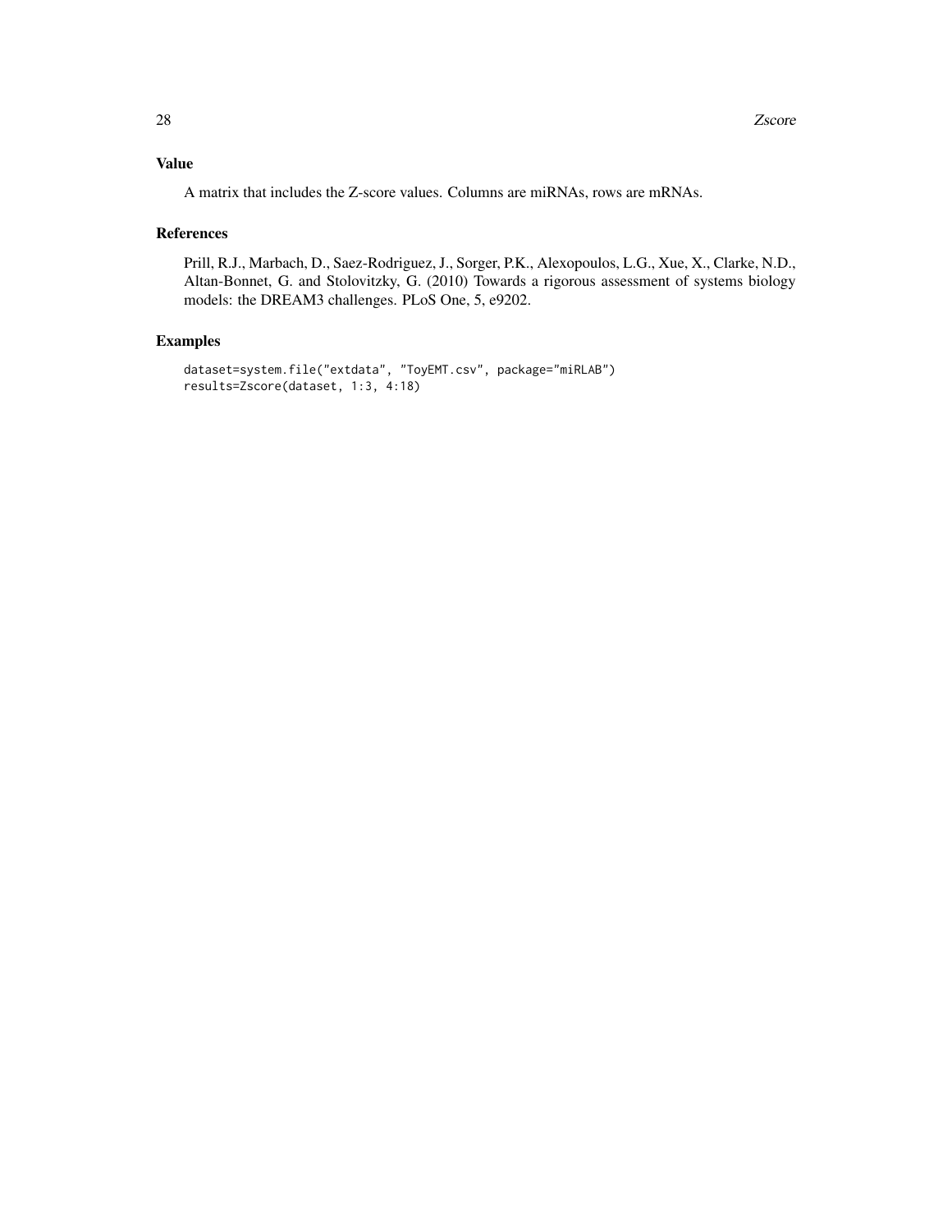## Value

A matrix that includes the Z-score values. Columns are miRNAs, rows are mRNAs.

## References

Prill, R.J., Marbach, D., Saez-Rodriguez, J., Sorger, P.K., Alexopoulos, L.G., Xue, X., Clarke, N.D., Altan-Bonnet, G. and Stolovitzky, G. (2010) Towards a rigorous assessment of systems biology models: the DREAM3 challenges. PLoS One, 5, e9202.

## Examples

```
dataset=system.file("extdata", "ToyEMT.csv", package="miRLAB")
results=Zscore(dataset, 1:3, 4:18)
```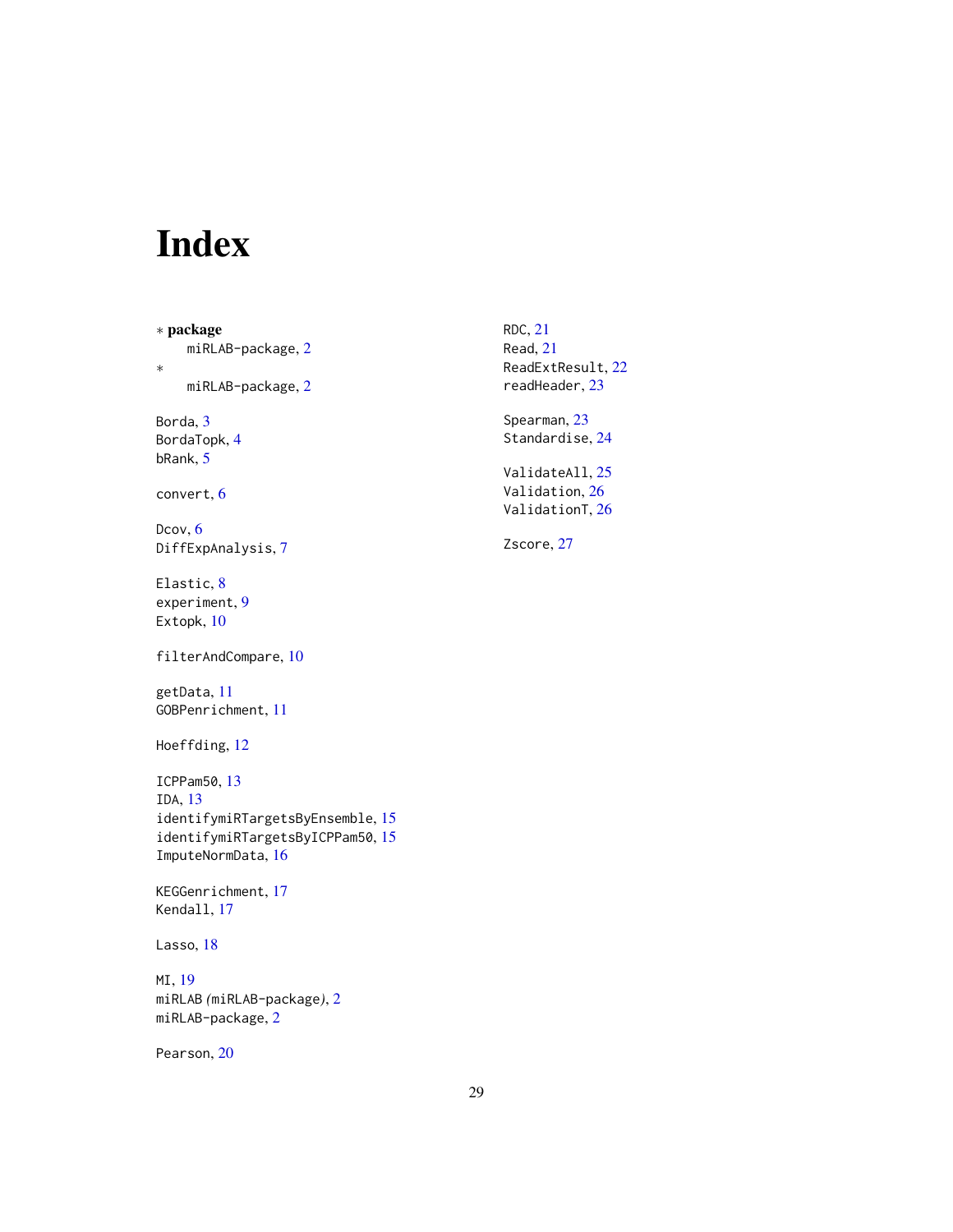# Index

∗ **package**
  miRLAB-package, 2
∗
  miRLAB-package, 2

Borda, 3
BordaTopk, 4
bRank, 5

convert, 6

Dcov, 6
DiffExpAnalysis, 7

Elastic, 8
experiment, 9
Extopk, 10

filterAndCompare, 10

getData, 11
GOBPenrichment, 11

Hoeffding, 12

ICPPam50, 13
IDA, 13
identifymiRTargetsByEnsemble, 15
identifymiRTargetsByICPPam50, 15
ImputeNormData, 16

KEGGenrichment, 17
Kendall, 17

Lasso, 18

MI, 19
miRLAB *(*miRLAB-package*)*, 2
miRLAB-package, 2

Pearson, 20

RDC, 21
Read, 21
ReadExtResult, 22
readHeader, 23

Spearman, 23
Standardise, 24

ValidateAll, 25
Validation, 26
ValidationT, 26

Zscore, 27